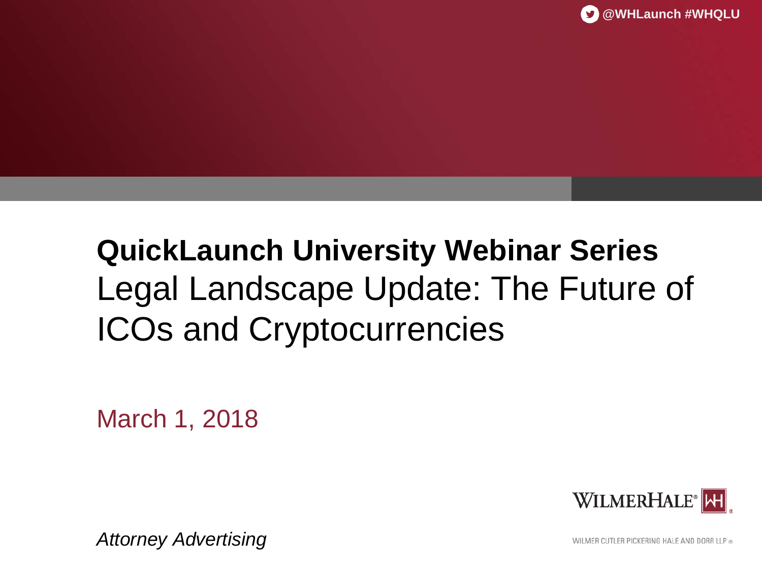@WHLaunch #WHQLU

# QuickLaunch University Webinar Series

## Legal Landscape Update: The Future of ICOs and Cryptocurrencies

March 1, 2018

WILMERHALE

*Attorney Advertising*

WILMER CUTLER PICKERING HALE AND DORR LLP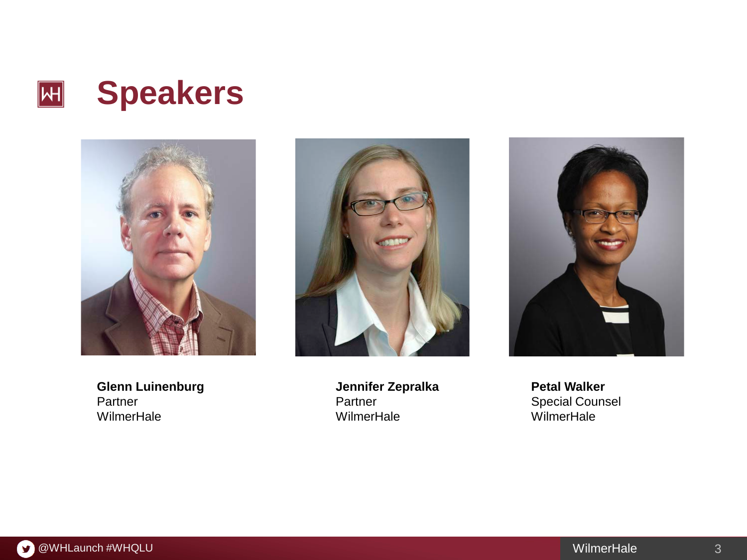# Speakers

**Glenn Luinenburg**
Partner
WilmerHale

**Jennifer Zepralka**
Partner
WilmerHale

**Petal Walker**
Special Counsel
WilmerHale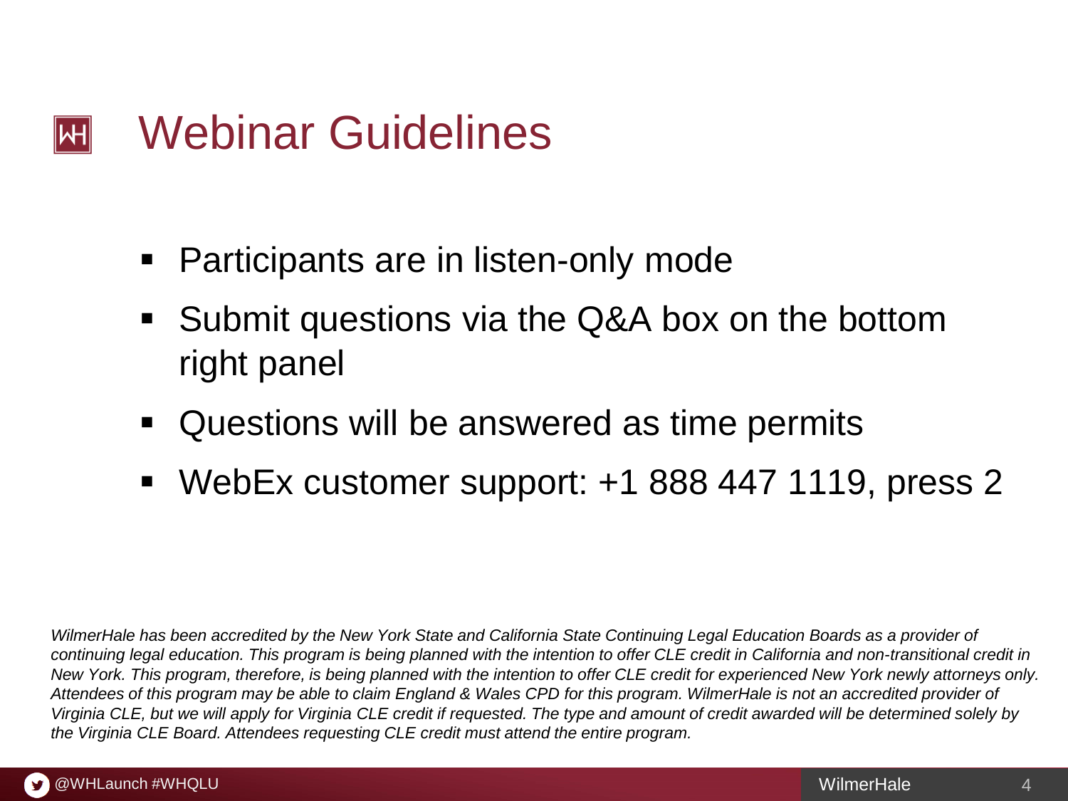# Webinar Guidelines

- Participants are in listen-only mode
- Submit questions via the Q&A box on the bottom right panel
- Questions will be answered as time permits
- WebEx customer support: +1 888 447 1119, press 2

*WilmerHale has been accredited by the New York State and California State Continuing Legal Education Boards as a provider of continuing legal education. This program is being planned with the intention to offer CLE credit in California and non-transitional credit in New York. This program, therefore, is being planned with the intention to offer CLE credit for experienced New York newly attorneys only. Attendees of this program may be able to claim England & Wales CPD for this program. WilmerHale is not an accredited provider of Virginia CLE, but we will apply for Virginia CLE credit if requested. The type and amount of credit awarded will be determined solely by the Virginia CLE Board. Attendees requesting CLE credit must attend the entire program.*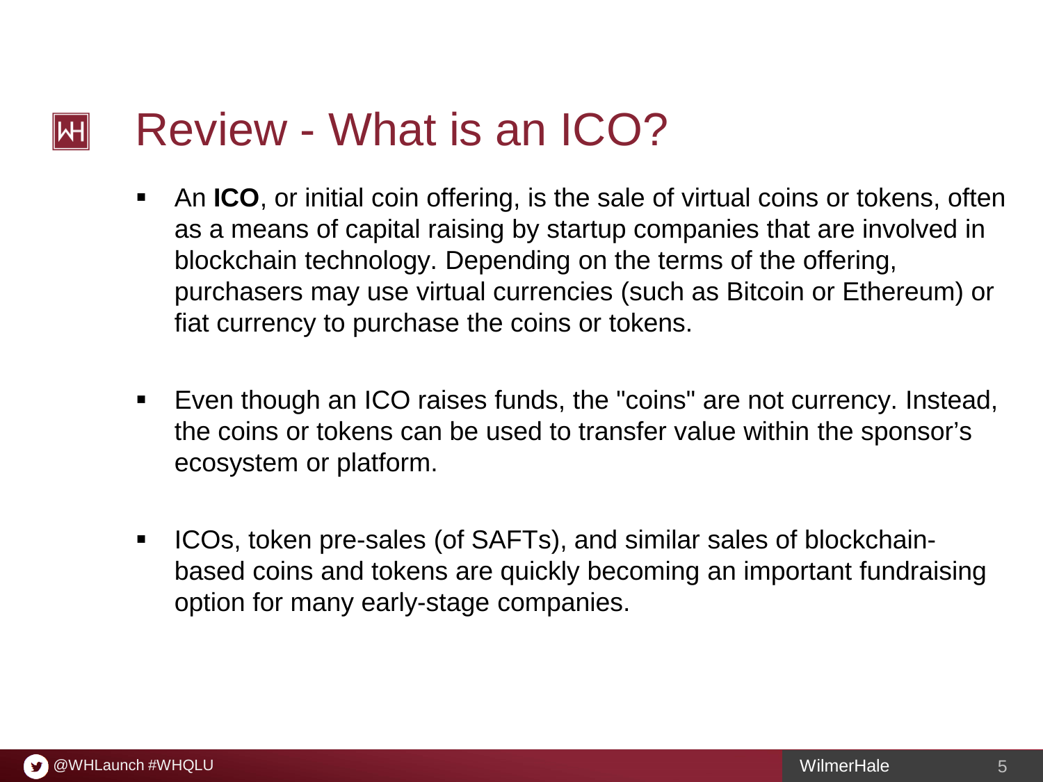# Review - What is an ICO?

- An **ICO**, or initial coin offering, is the sale of virtual coins or tokens, often as a means of capital raising by startup companies that are involved in blockchain technology. Depending on the terms of the offering, purchasers may use virtual currencies (such as Bitcoin or Ethereum) or fiat currency to purchase the coins or tokens.

- Even though an ICO raises funds, the "coins" are not currency. Instead, the coins or tokens can be used to transfer value within the sponsor's ecosystem or platform.

- ICOs, token pre-sales (of SAFTs), and similar sales of blockchain-based coins and tokens are quickly becoming an important fundraising option for many early-stage companies.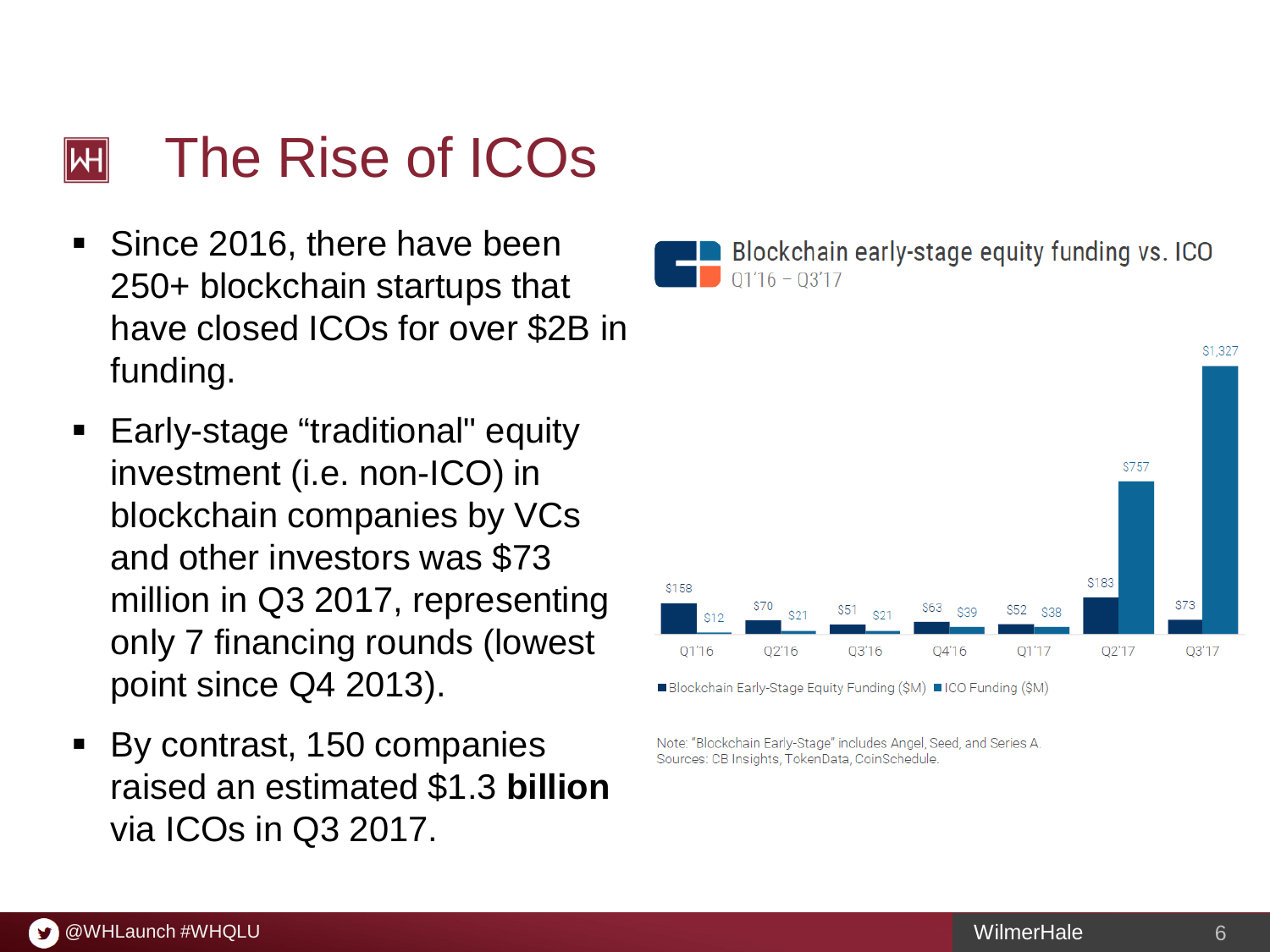# The Rise of ICOs

- Since 2016, there have been 250+ blockchain startups that have closed ICOs for over $2B in funding.
- Early-stage "traditional" equity investment (i.e. non-ICO) in blockchain companies by VCs and other investors was $73 million in Q3 2017, representing only 7 financing rounds (lowest point since Q4 2013).
- By contrast, 150 companies raised an estimated $1.3 **billion** via ICOs in Q3 2017.

**Blockchain early-stage equity funding vs. ICO**
Q1'16 – Q3'17

| Quarter | Blockchain Early-Stage Equity Funding ($M) | ICO Funding ($M) |
|---|---|---|
| Q1'16 | $158 | $12 |
| Q2'16 | $70 | $21 |
| Q3'16 | $51 | $21 |
| Q4'16 | $63 | $39 |
| Q1'17 | $52 | $38 |
| Q2'17 | $183 | $757 |
| Q3'17 | $73 | $1,327 |

Note: "Blockchain Early-Stage" includes Angel, Seed, and Series A.
Sources: CB Insights, TokenData, CoinSchedule.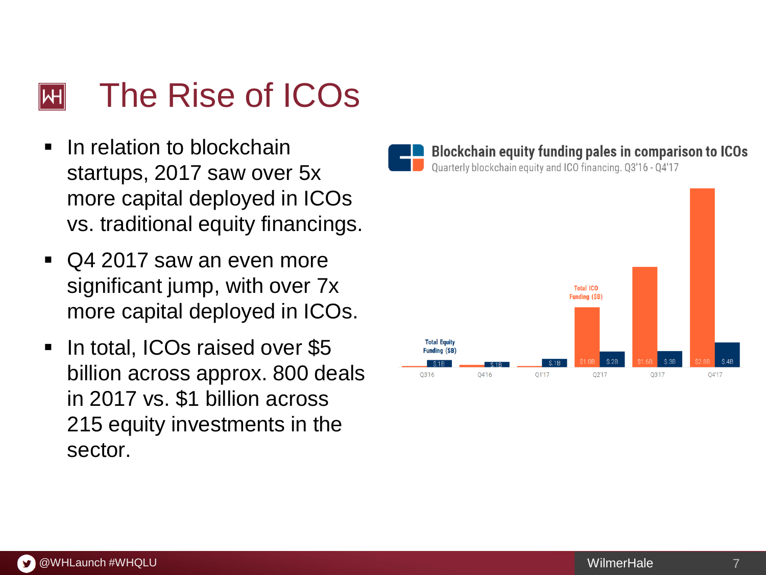# The Rise of ICOs

- In relation to blockchain startups, 2017 saw over 5x more capital deployed in ICOs vs. traditional equity financings.
- Q4 2017 saw an even more significant jump, with over 7x more capital deployed in ICOs.
- In total, ICOs raised over $5 billion across approx. 800 deals in 2017 vs. $1 billion across 215 equity investments in the sector.

**Blockchain equity funding pales in comparison to ICOs**

Quarterly blockchain equity and ICO financing. Q3'16 - Q4'17

| Quarter | Total ICO Funding ($B) | Total Equity Funding ($B) |
| --- | --- | --- |
| Q3'16 | | $.1B |
| Q4'16 | | $.1B |
| Q1'17 | | $.1B |
| Q2'17 | $1.0B | $.2B |
| Q3'17 | $1.6B | $.3B |
| Q4'17 | $2.8B | $.4B |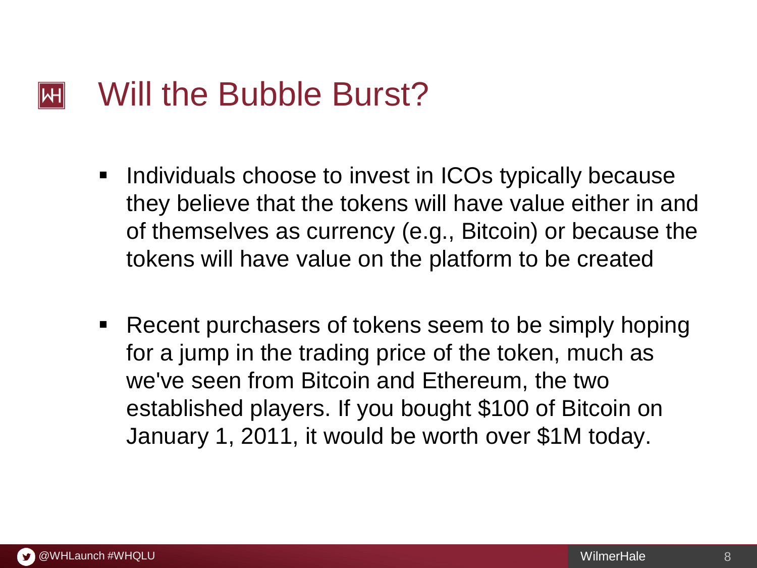# Will the Bubble Burst?

- Individuals choose to invest in ICOs typically because they believe that the tokens will have value either in and of themselves as currency (e.g., Bitcoin) or because the tokens will have value on the platform to be created

- Recent purchasers of tokens seem to be simply hoping for a jump in the trading price of the token, much as we've seen from Bitcoin and Ethereum, the two established players. If you bought $100 of Bitcoin on January 1, 2011, it would be worth over $1M today.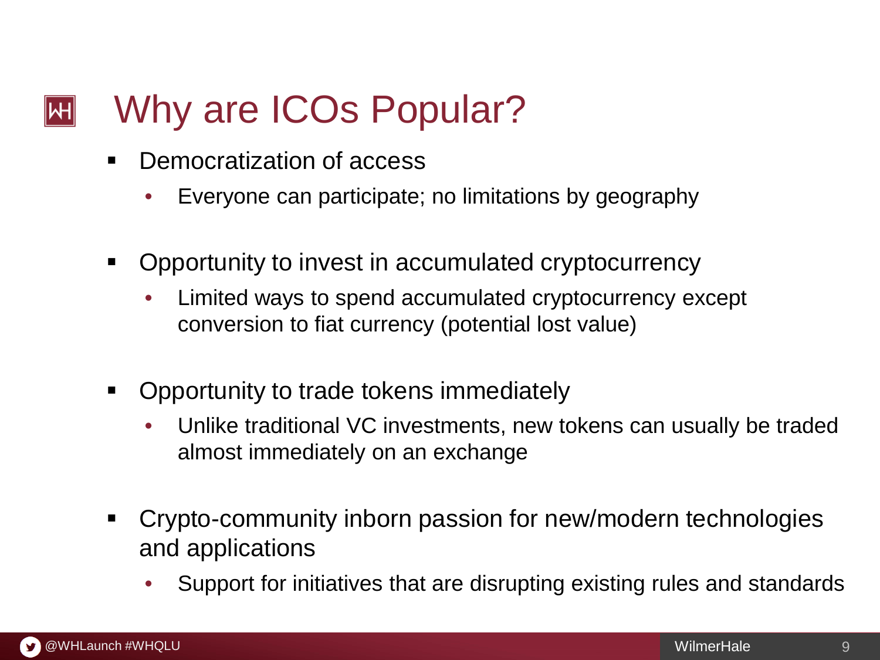# Why are ICOs Popular?

- Democratization of access
  - Everyone can participate; no limitations by geography
- Opportunity to invest in accumulated cryptocurrency
  - Limited ways to spend accumulated cryptocurrency except conversion to fiat currency (potential lost value)
- Opportunity to trade tokens immediately
  - Unlike traditional VC investments, new tokens can usually be traded almost immediately on an exchange
- Crypto-community inborn passion for new/modern technologies and applications
  - Support for initiatives that are disrupting existing rules and standards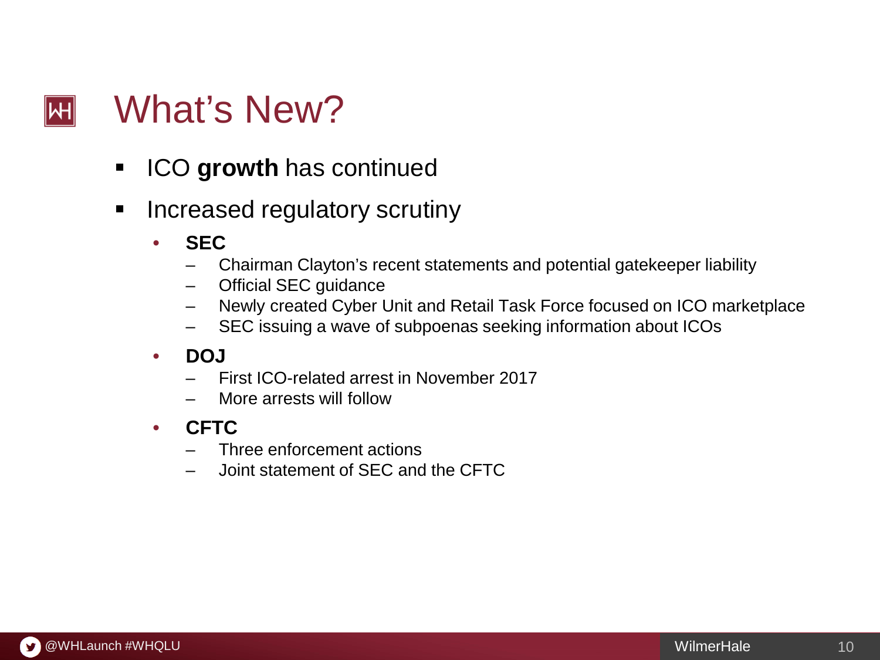# What's New?

- ICO **growth** has continued
- Increased regulatory scrutiny
  - **SEC**
    - Chairman Clayton's recent statements and potential gatekeeper liability
    - Official SEC guidance
    - Newly created Cyber Unit and Retail Task Force focused on ICO marketplace
    - SEC issuing a wave of subpoenas seeking information about ICOs
  - **DOJ**
    - First ICO-related arrest in November 2017
    - More arrests will follow
  - **CFTC**
    - Three enforcement actions
    - Joint statement of SEC and the CFTC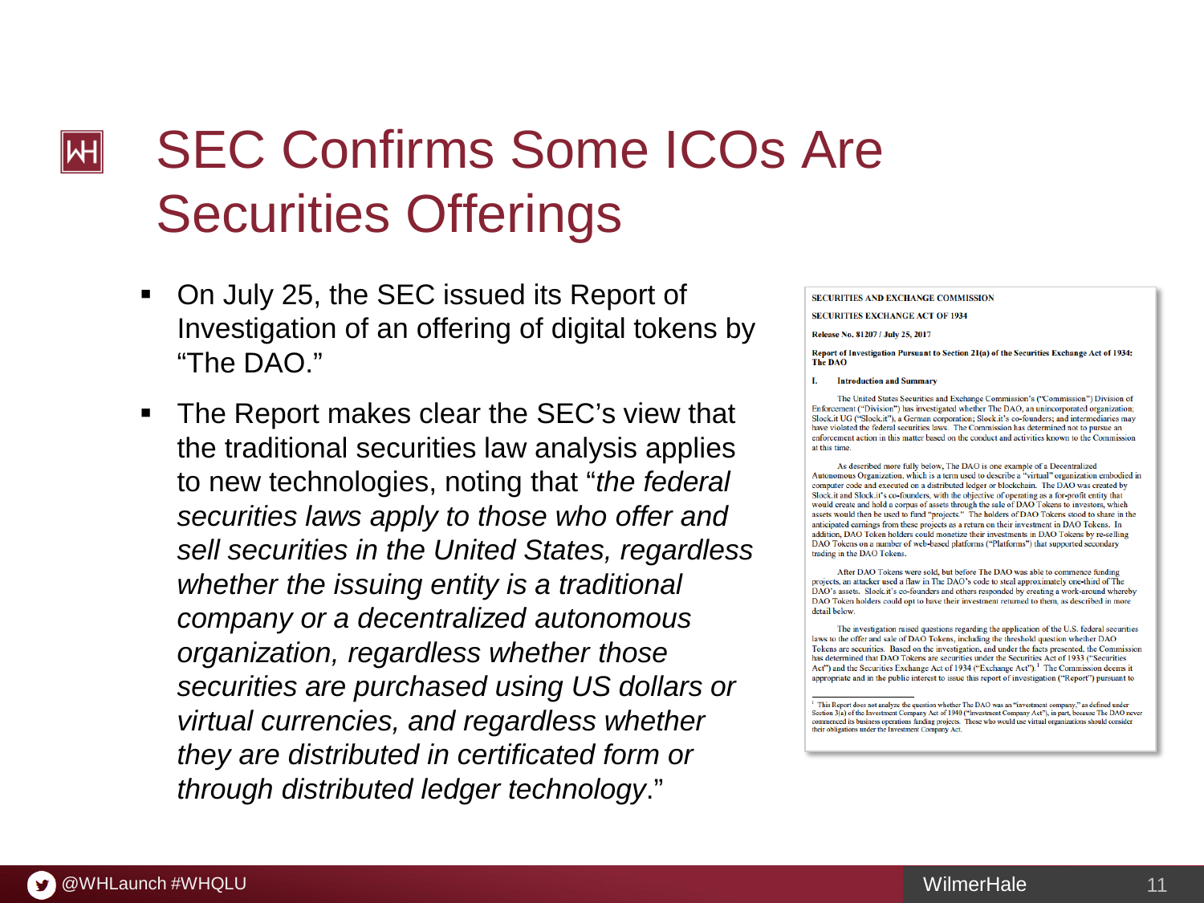# SEC Confirms Some ICOs Are Securities Offerings

- On July 25, the SEC issued its Report of Investigation of an offering of digital tokens by "The DAO."
- The Report makes clear the SEC's view that the traditional securities law analysis applies to new technologies, noting that "*the federal securities laws apply to those who offer and sell securities in the United States, regardless whether the issuing entity is a traditional company or a decentralized autonomous organization, regardless whether those securities are purchased using US dollars or virtual currencies, and regardless whether they are distributed in certificated form or through distributed ledger technology*."

**SECURITIES AND EXCHANGE COMMISSION**

**SECURITIES EXCHANGE ACT OF 1934**

**Release No. 81207 / July 25, 2017**

**Report of Investigation Pursuant to Section 21(a) of the Securities Exchange Act of 1934: The DAO**

**I. Introduction and Summary**

The United States Securities and Exchange Commission's ("Commission") Division of Enforcement ("Division") has investigated whether The DAO, an unincorporated organization; Slock.it UG ("Slock.it"), a German corporation; Slock.it's co-founders; and intermediaries may have violated the federal securities laws. The Commission has determined not to pursue an enforcement action in this matter based on the conduct and activities known to the Commission at this time.

As described more fully below, The DAO is one example of a Decentralized Autonomous Organization, which is a term used to describe a "virtual" organization embodied in computer code and executed on a distributed ledger or blockchain. The DAO was created by Slock.it and Slock.it's co-founders, with the objective of operating as a for-profit entity that would create and hold a corpus of assets through the sale of DAO Tokens to investors, which assets would then be used to fund "projects." The holders of DAO Tokens stood to share in the anticipated earnings from these projects as a return on their investment in DAO Tokens. In addition, DAO Token holders could monetize their investments in DAO Tokens by re-selling DAO Tokens on a number of web-based platforms ("Platforms") that supported secondary trading in the DAO Tokens.

After DAO Tokens were sold, but before The DAO was able to commence funding projects, an attacker used a flaw in The DAO's code to steal approximately one-third of The DAO's assets. Slock.it's co-founders and others responded by creating a work-around whereby DAO Token holders could opt to have their investment returned to them, as described in more detail below.

The investigation raised questions regarding the application of the U.S. federal securities laws to the offer and sale of DAO Tokens, including the threshold question whether DAO Tokens are securities. Based on the investigation, and under the facts presented, the Commission has determined that DAO Tokens are securities under the Securities Act of 1933 ("Securities Act") and the Securities Exchange Act of 1934 ("Exchange Act").[1] The Commission deems it appropriate and in the public interest to issue this report of investigation ("Report") pursuant to

[1] This Report does not analyze the question whether The DAO was an "investment company," as defined under Section 3(a) of the Investment Company Act of 1940 ("Investment Company Act"), in part, because The DAO never commenced its business operations funding projects. Those who would use virtual organizations should consider their obligations under the Investment Company Act.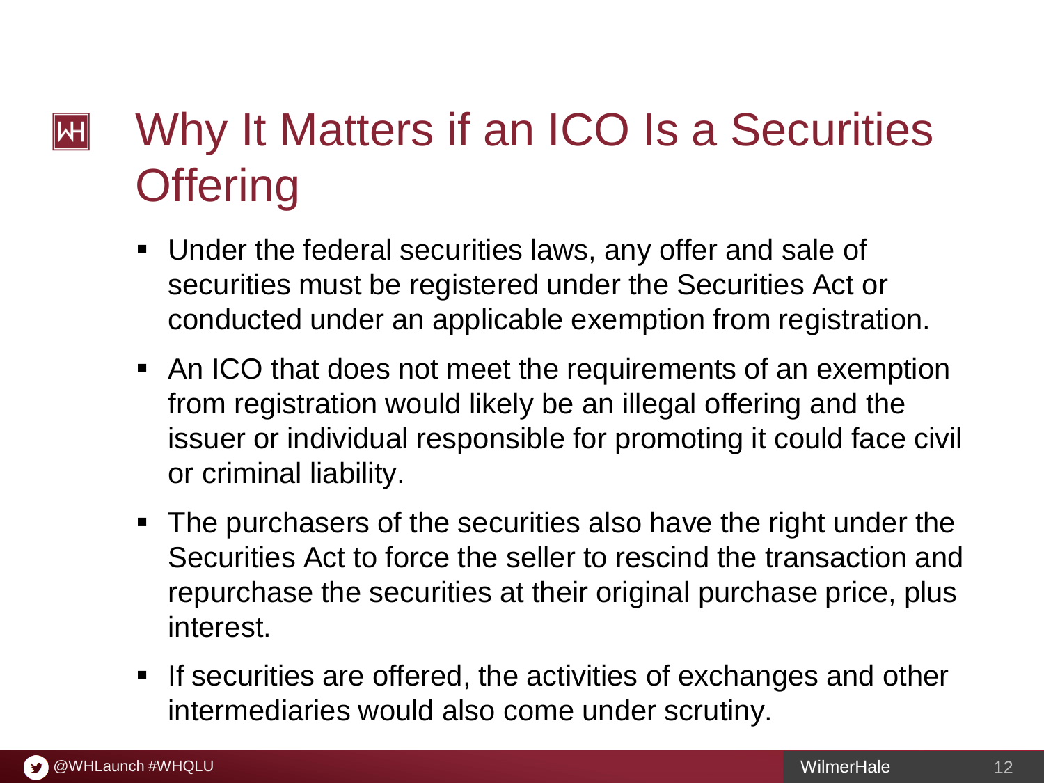# Why It Matters if an ICO Is a Securities Offering

- Under the federal securities laws, any offer and sale of securities must be registered under the Securities Act or conducted under an applicable exemption from registration.
- An ICO that does not meet the requirements of an exemption from registration would likely be an illegal offering and the issuer or individual responsible for promoting it could face civil or criminal liability.
- The purchasers of the securities also have the right under the Securities Act to force the seller to rescind the transaction and repurchase the securities at their original purchase price, plus interest.
- If securities are offered, the activities of exchanges and other intermediaries would also come under scrutiny.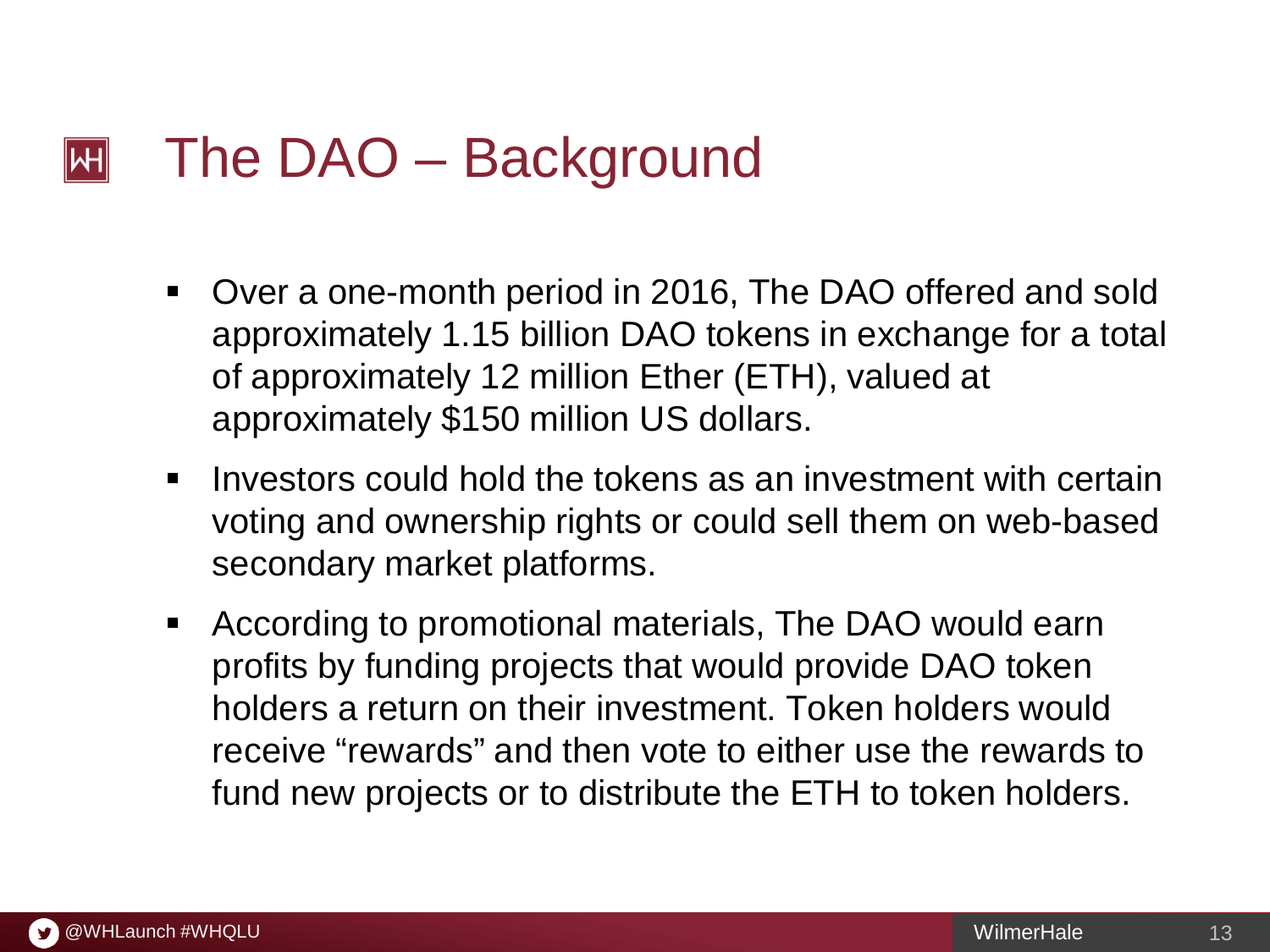# The DAO – Background

- Over a one-month period in 2016, The DAO offered and sold approximately 1.15 billion DAO tokens in exchange for a total of approximately 12 million Ether (ETH), valued at approximately $150 million US dollars.
- Investors could hold the tokens as an investment with certain voting and ownership rights or could sell them on web-based secondary market platforms.
- According to promotional materials, The DAO would earn profits by funding projects that would provide DAO token holders a return on their investment. Token holders would receive "rewards" and then vote to either use the rewards to fund new projects or to distribute the ETH to token holders.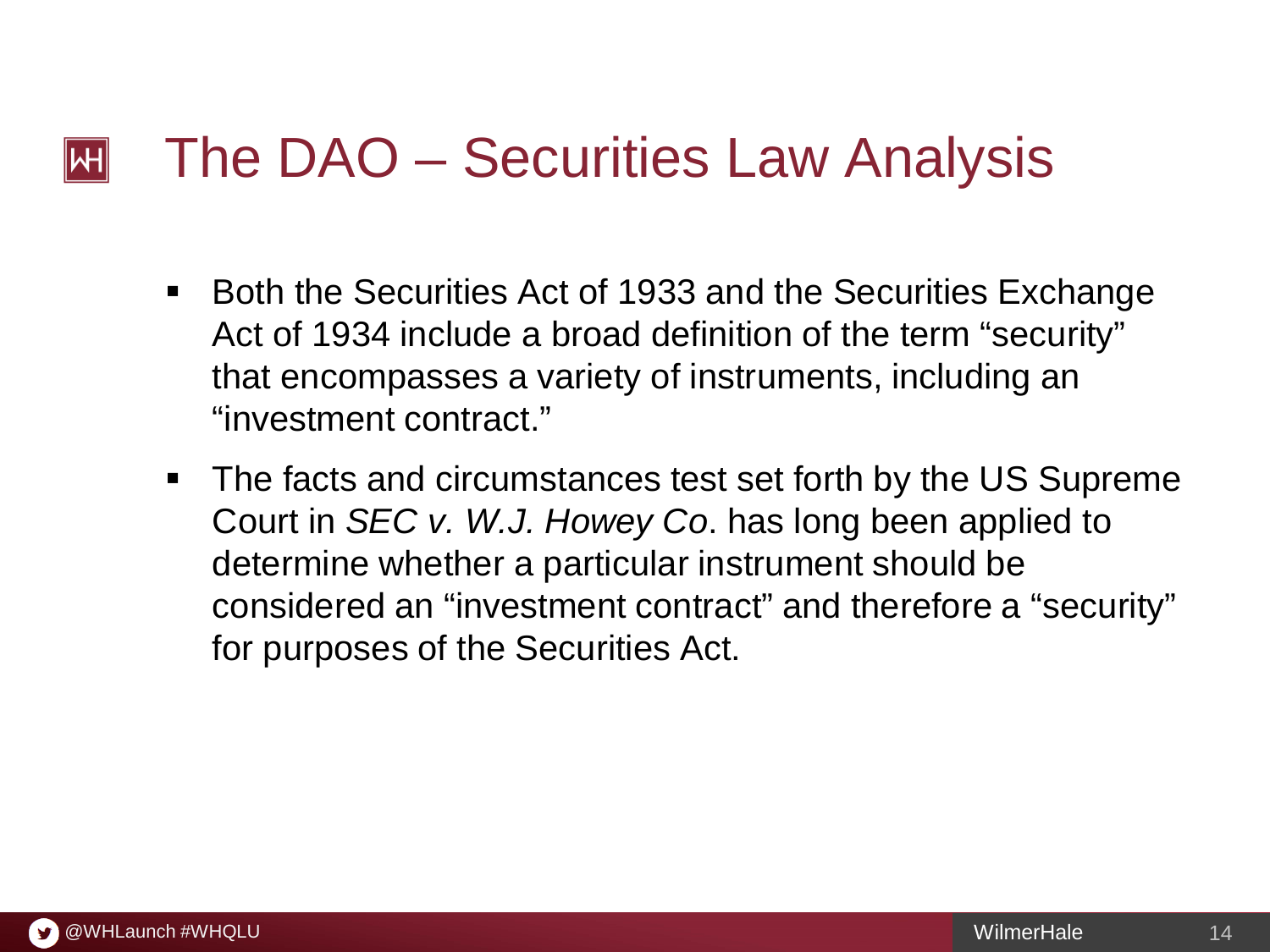# The DAO – Securities Law Analysis

- Both the Securities Act of 1933 and the Securities Exchange Act of 1934 include a broad definition of the term "security" that encompasses a variety of instruments, including an "investment contract."
- The facts and circumstances test set forth by the US Supreme Court in *SEC v. W.J. Howey Co*. has long been applied to determine whether a particular instrument should be considered an "investment contract" and therefore a "security" for purposes of the Securities Act.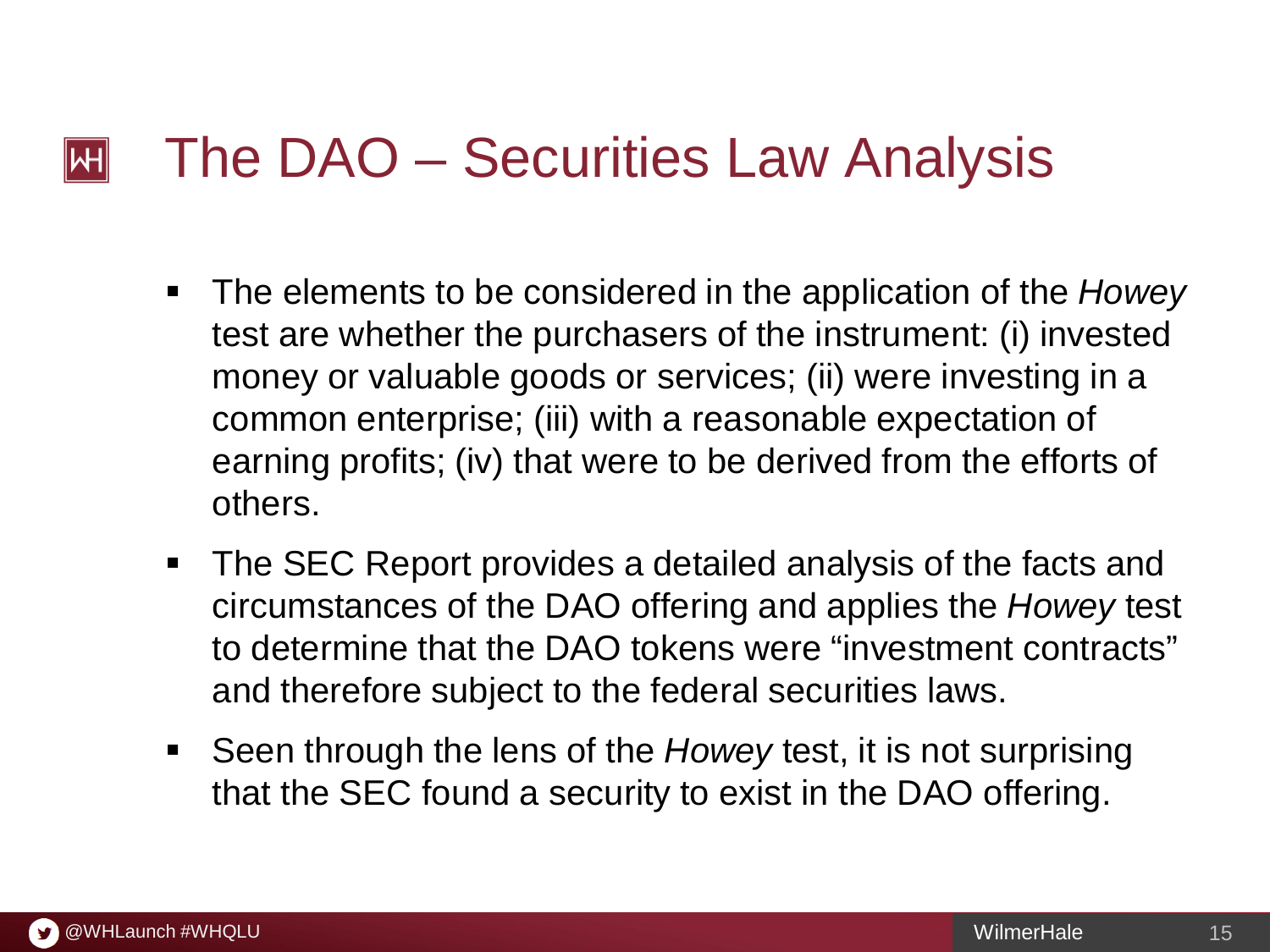# The DAO – Securities Law Analysis

- The elements to be considered in the application of the *Howey* test are whether the purchasers of the instrument: (i) invested money or valuable goods or services; (ii) were investing in a common enterprise; (iii) with a reasonable expectation of earning profits; (iv) that were to be derived from the efforts of others.
- The SEC Report provides a detailed analysis of the facts and circumstances of the DAO offering and applies the *Howey* test to determine that the DAO tokens were "investment contracts" and therefore subject to the federal securities laws.
- Seen through the lens of the *Howey* test, it is not surprising that the SEC found a security to exist in the DAO offering.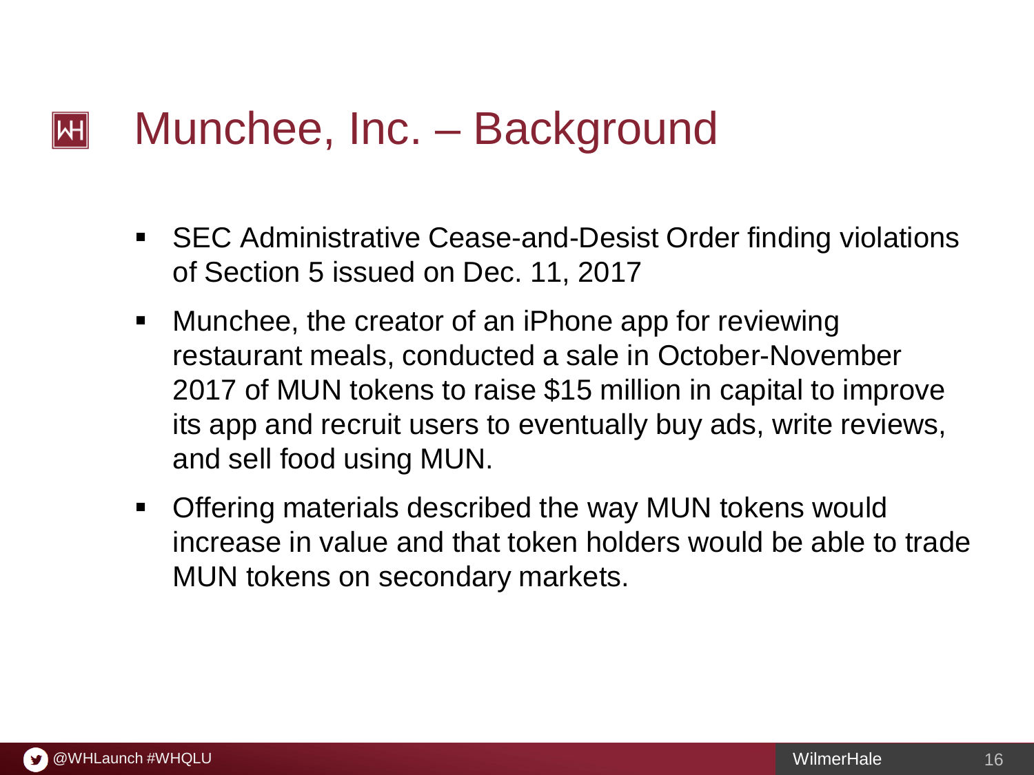# Munchee, Inc. – Background

- SEC Administrative Cease-and-Desist Order finding violations of Section 5 issued on Dec. 11, 2017
- Munchee, the creator of an iPhone app for reviewing restaurant meals, conducted a sale in October-November 2017 of MUN tokens to raise $15 million in capital to improve its app and recruit users to eventually buy ads, write reviews, and sell food using MUN.
- Offering materials described the way MUN tokens would increase in value and that token holders would be able to trade MUN tokens on secondary markets.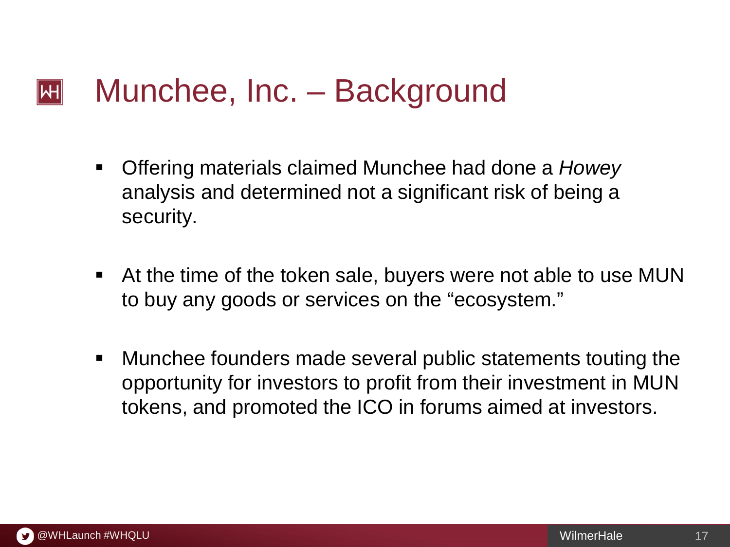# Munchee, Inc. – Background

- Offering materials claimed Munchee had done a *Howey* analysis and determined not a significant risk of being a security.
- At the time of the token sale, buyers were not able to use MUN to buy any goods or services on the "ecosystem."
- Munchee founders made several public statements touting the opportunity for investors to profit from their investment in MUN tokens, and promoted the ICO in forums aimed at investors.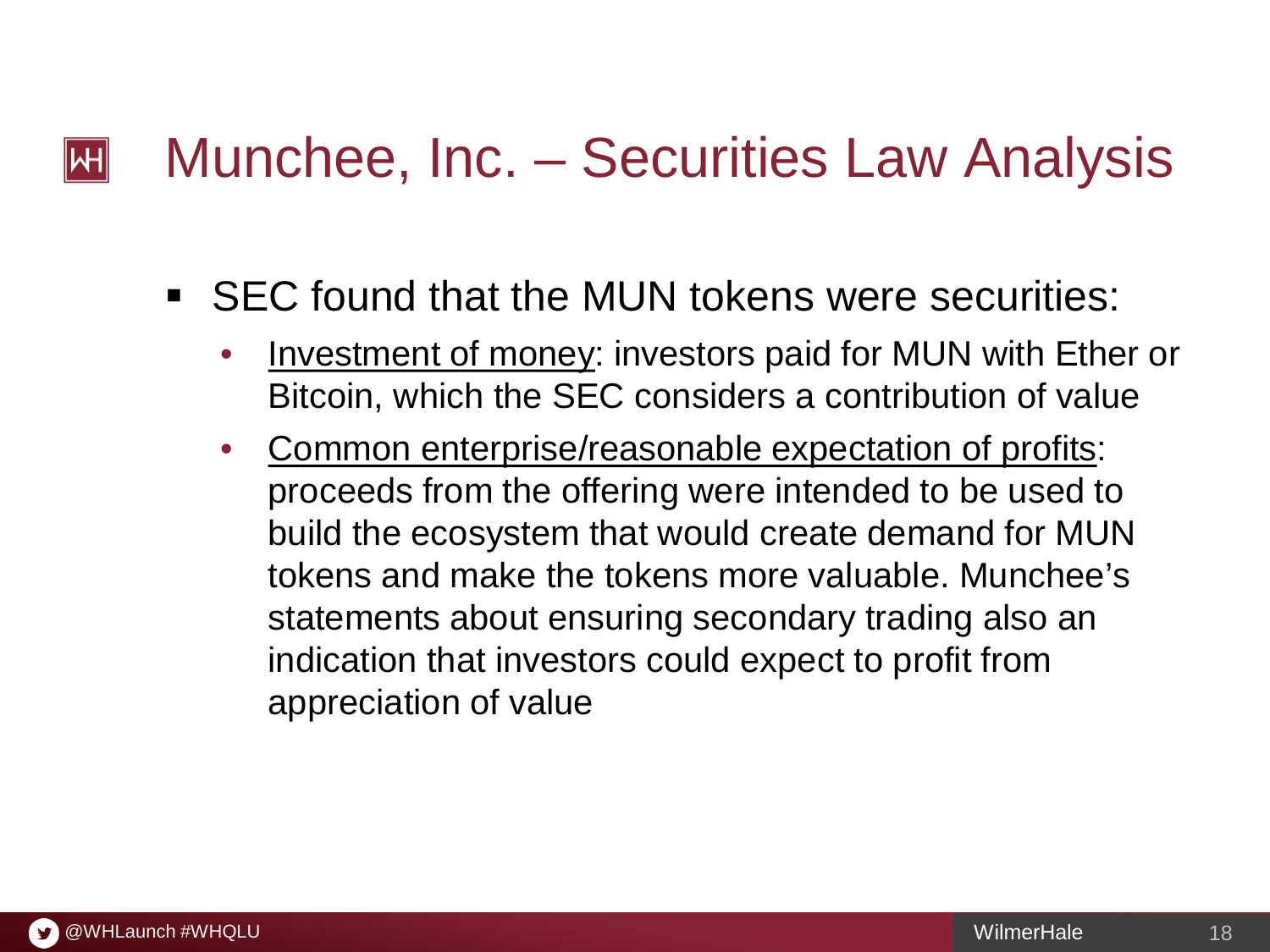# Munchee, Inc. – Securities Law Analysis

- SEC found that the MUN tokens were securities:
  - Investment of money: investors paid for MUN with Ether or Bitcoin, which the SEC considers a contribution of value
  - Common enterprise/reasonable expectation of profits: proceeds from the offering were intended to be used to build the ecosystem that would create demand for MUN tokens and make the tokens more valuable. Munchee's statements about ensuring secondary trading also an indication that investors could expect to profit from appreciation of value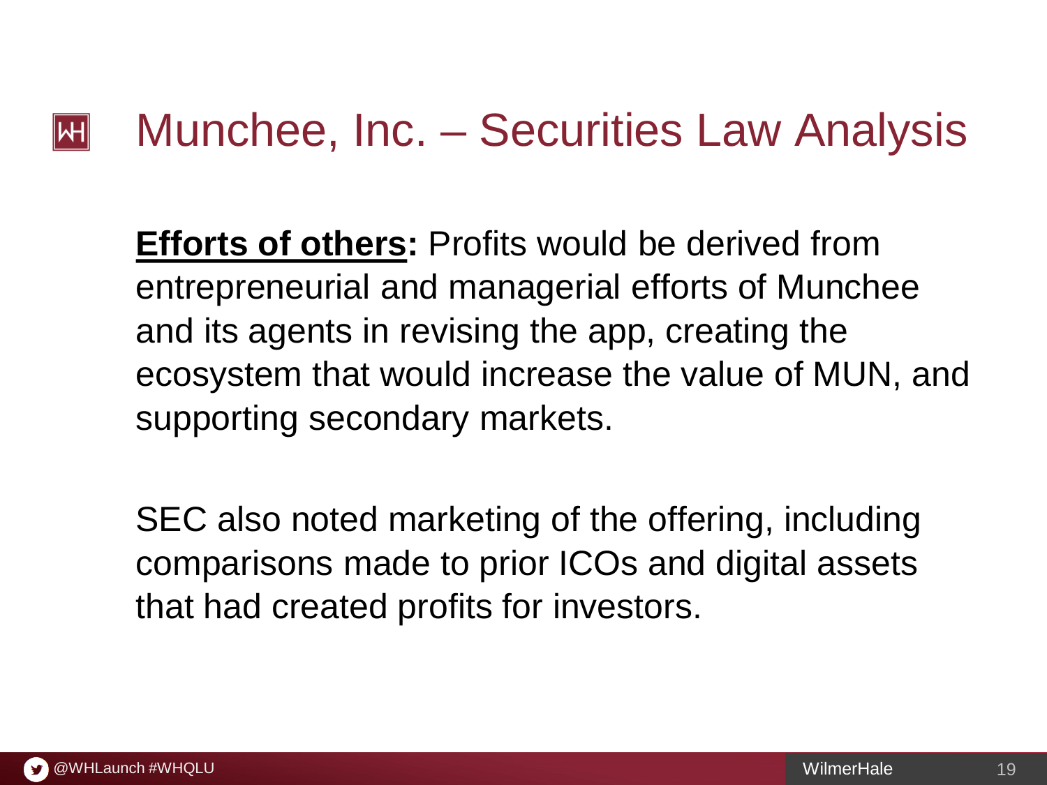# Munchee, Inc. – Securities Law Analysis

**Efforts of others:** Profits would be derived from entrepreneurial and managerial efforts of Munchee and its agents in revising the app, creating the ecosystem that would increase the value of MUN, and supporting secondary markets.

SEC also noted marketing of the offering, including comparisons made to prior ICOs and digital assets that had created profits for investors.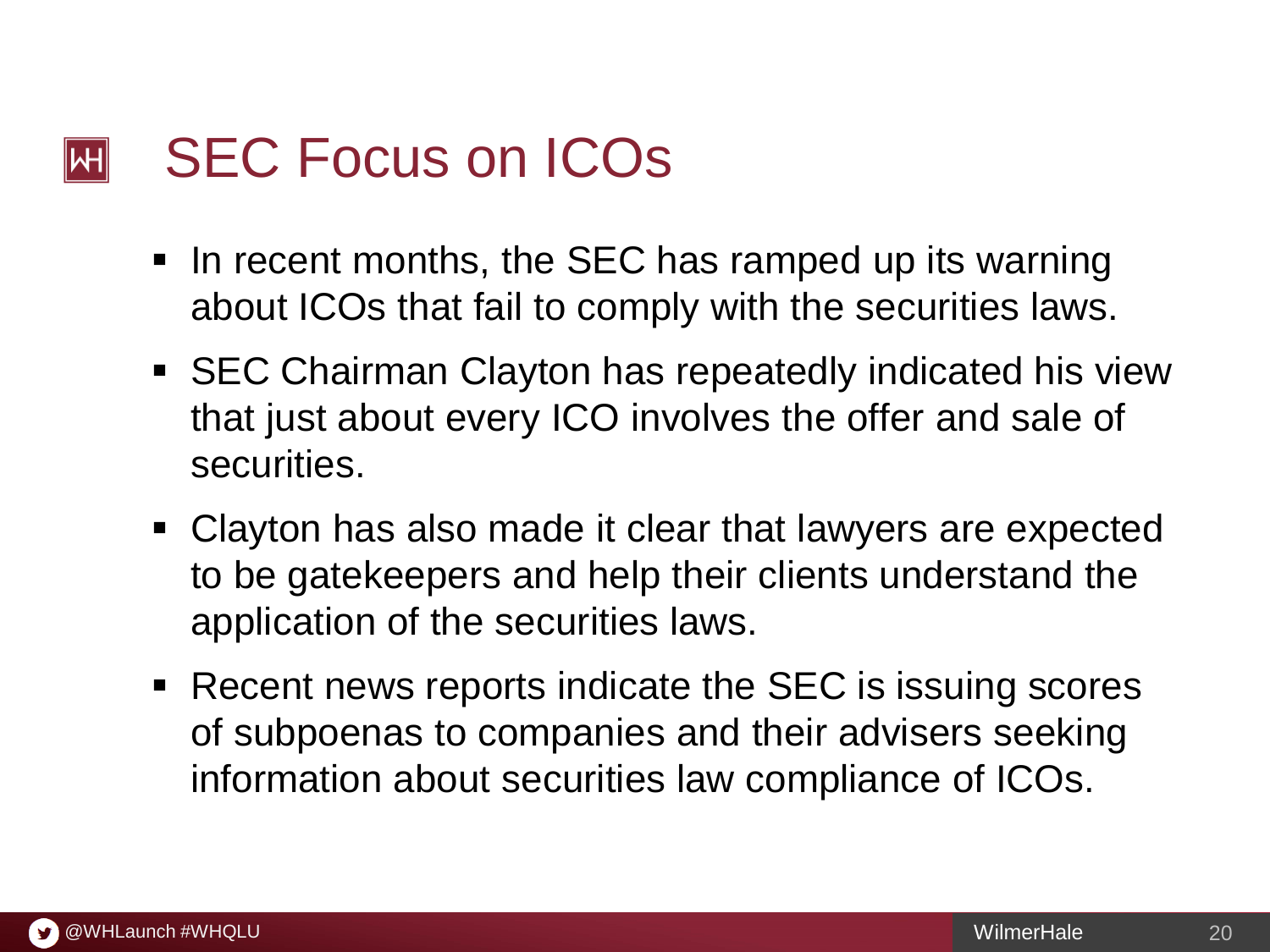# SEC Focus on ICOs

- In recent months, the SEC has ramped up its warning about ICOs that fail to comply with the securities laws.
- SEC Chairman Clayton has repeatedly indicated his view that just about every ICO involves the offer and sale of securities.
- Clayton has also made it clear that lawyers are expected to be gatekeepers and help their clients understand the application of the securities laws.
- Recent news reports indicate the SEC is issuing scores of subpoenas to companies and their advisers seeking information about securities law compliance of ICOs.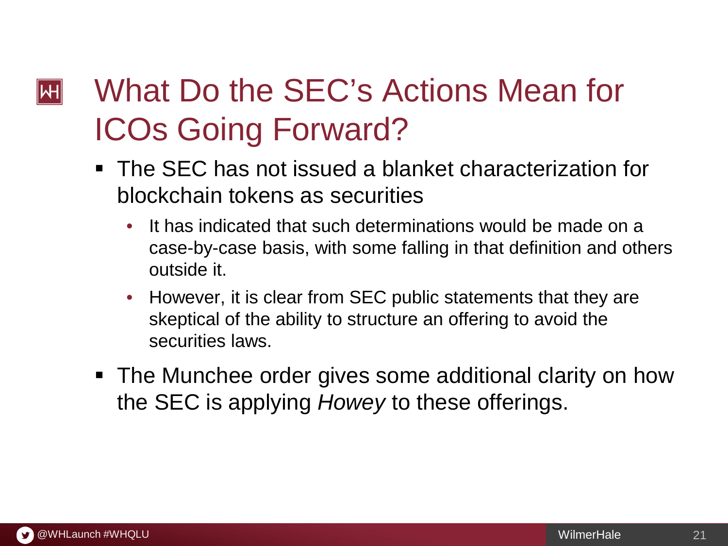# What Do the SEC's Actions Mean for ICOs Going Forward?

- The SEC has not issued a blanket characterization for blockchain tokens as securities
  - It has indicated that such determinations would be made on a case-by-case basis, with some falling in that definition and others outside it.
  - However, it is clear from SEC public statements that they are skeptical of the ability to structure an offering to avoid the securities laws.
- The Munchee order gives some additional clarity on how the SEC is applying *Howey* to these offerings.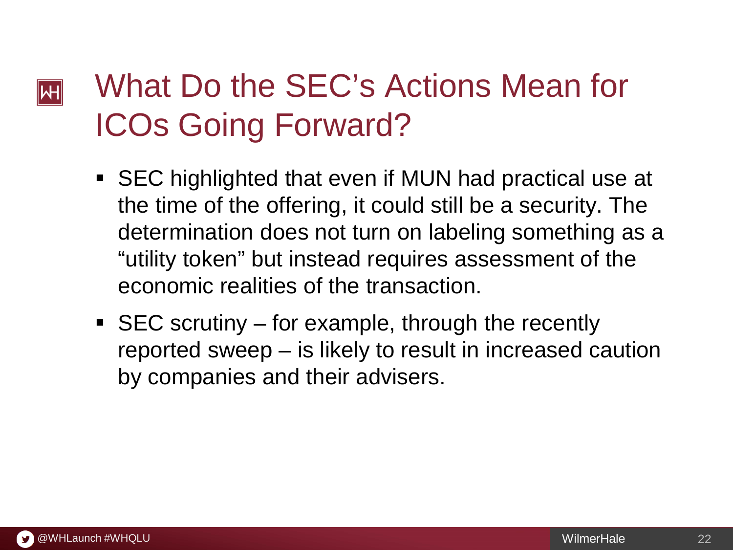# What Do the SEC's Actions Mean for ICOs Going Forward?

- SEC highlighted that even if MUN had practical use at the time of the offering, it could still be a security. The determination does not turn on labeling something as a "utility token" but instead requires assessment of the economic realities of the transaction.
- SEC scrutiny – for example, through the recently reported sweep – is likely to result in increased caution by companies and their advisers.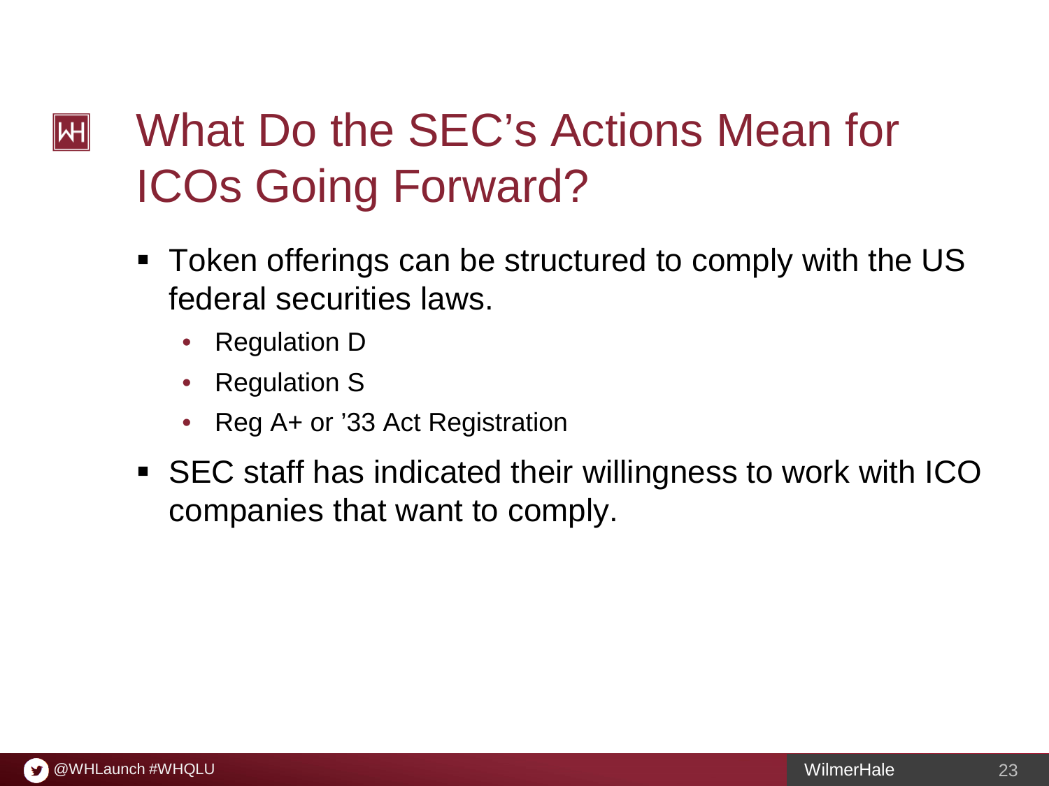# What Do the SEC's Actions Mean for ICOs Going Forward?

- Token offerings can be structured to comply with the US federal securities laws.
  - Regulation D
  - Regulation S
  - Reg A+ or '33 Act Registration
- SEC staff has indicated their willingness to work with ICO companies that want to comply.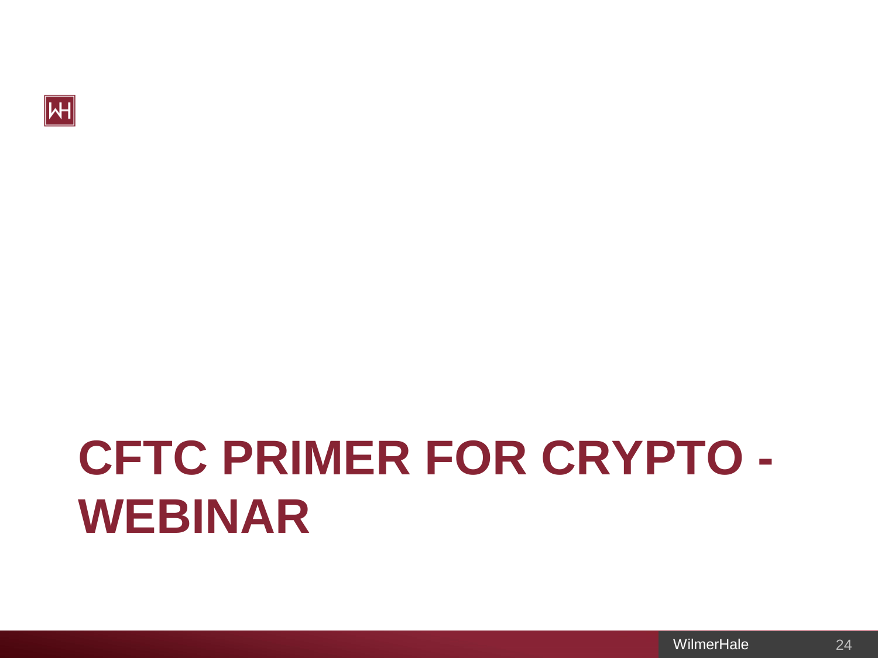# CFTC PRIMER FOR CRYPTO - WEBINAR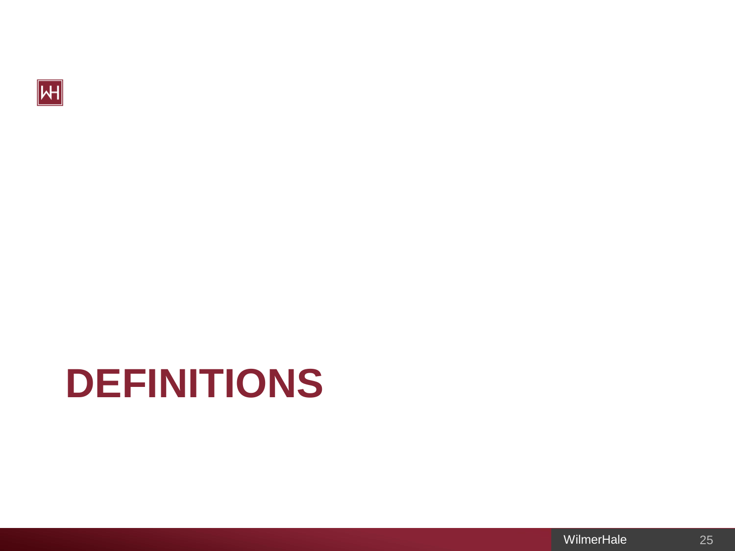# DEFINITIONS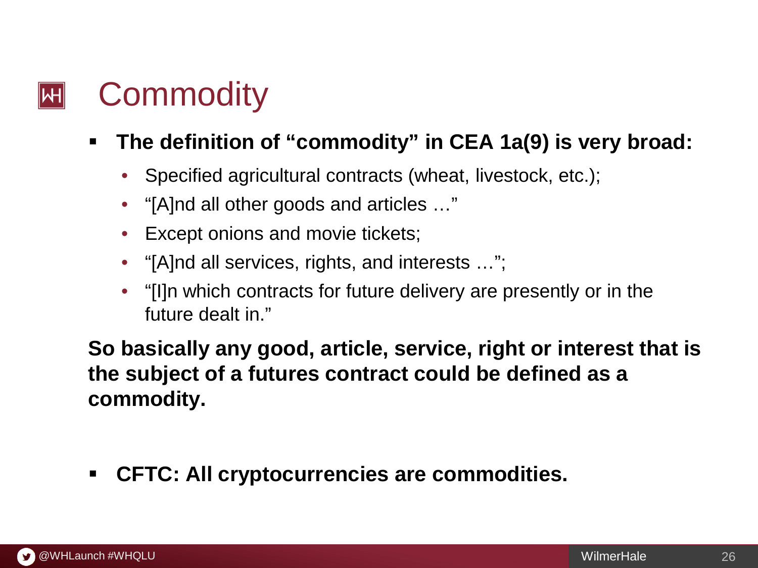# Commodity

- **The definition of "commodity" in CEA 1a(9) is very broad:**
  - Specified agricultural contracts (wheat, livestock, etc.);
  - "[A]nd all other goods and articles …"
  - Except onions and movie tickets;
  - "[A]nd all services, rights, and interests …";
  - "[I]n which contracts for future delivery are presently or in the future dealt in."

**So basically any good, article, service, right or interest that is the subject of a futures contract could be defined as a commodity.**

- **CFTC: All cryptocurrencies are commodities.**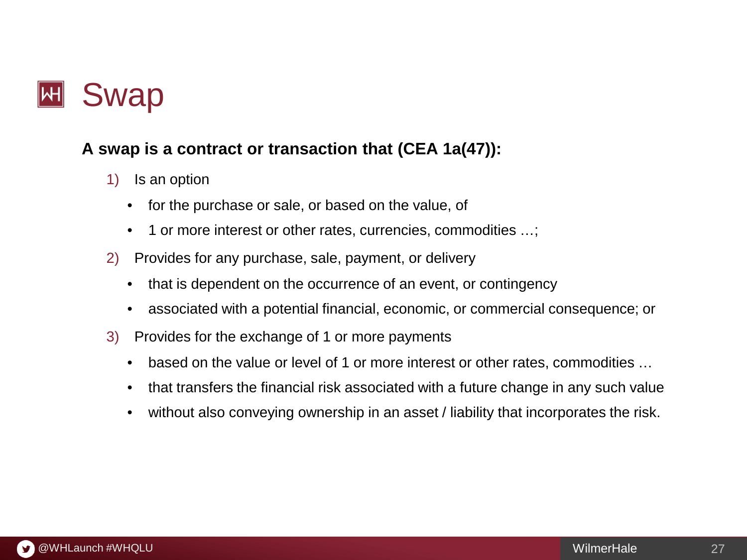# Swap

**A swap is a contract or transaction that (CEA 1a(47)):**

1) Is an option
   - for the purchase or sale, or based on the value, of
   - 1 or more interest or other rates, currencies, commodities …;
2) Provides for any purchase, sale, payment, or delivery
   - that is dependent on the occurrence of an event, or contingency
   - associated with a potential financial, economic, or commercial consequence; or
3) Provides for the exchange of 1 or more payments
   - based on the value or level of 1 or more interest or other rates, commodities …
   - that transfers the financial risk associated with a future change in any such value
   - without also conveying ownership in an asset / liability that incorporates the risk.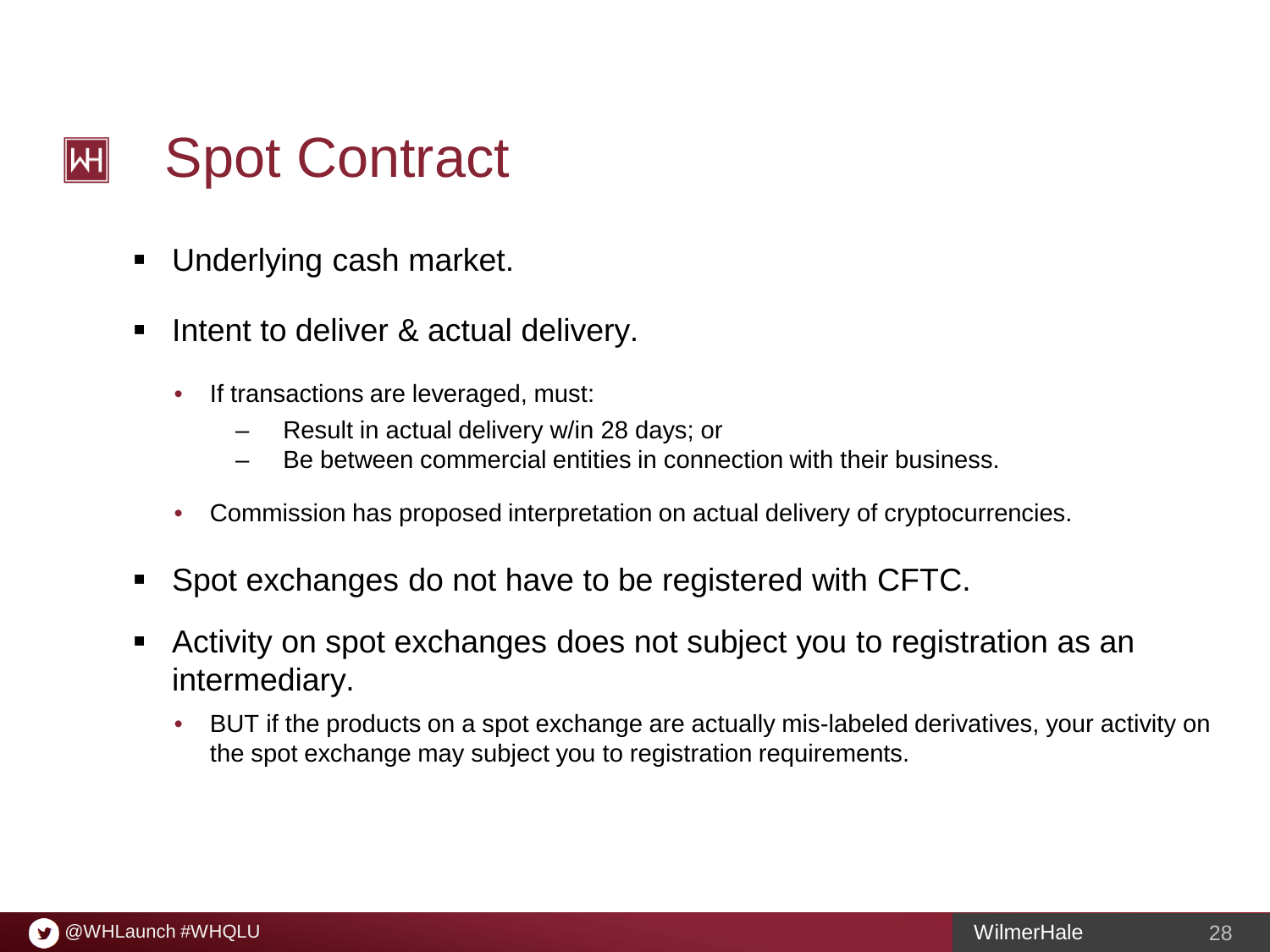# Spot Contract

- Underlying cash market.
- Intent to deliver & actual delivery.
  - If transactions are leveraged, must:
    - Result in actual delivery w/in 28 days; or
    - Be between commercial entities in connection with their business.
  - Commission has proposed interpretation on actual delivery of cryptocurrencies.
- Spot exchanges do not have to be registered with CFTC.
- Activity on spot exchanges does not subject you to registration as an intermediary.
  - BUT if the products on a spot exchange are actually mis-labeled derivatives, your activity on the spot exchange may subject you to registration requirements.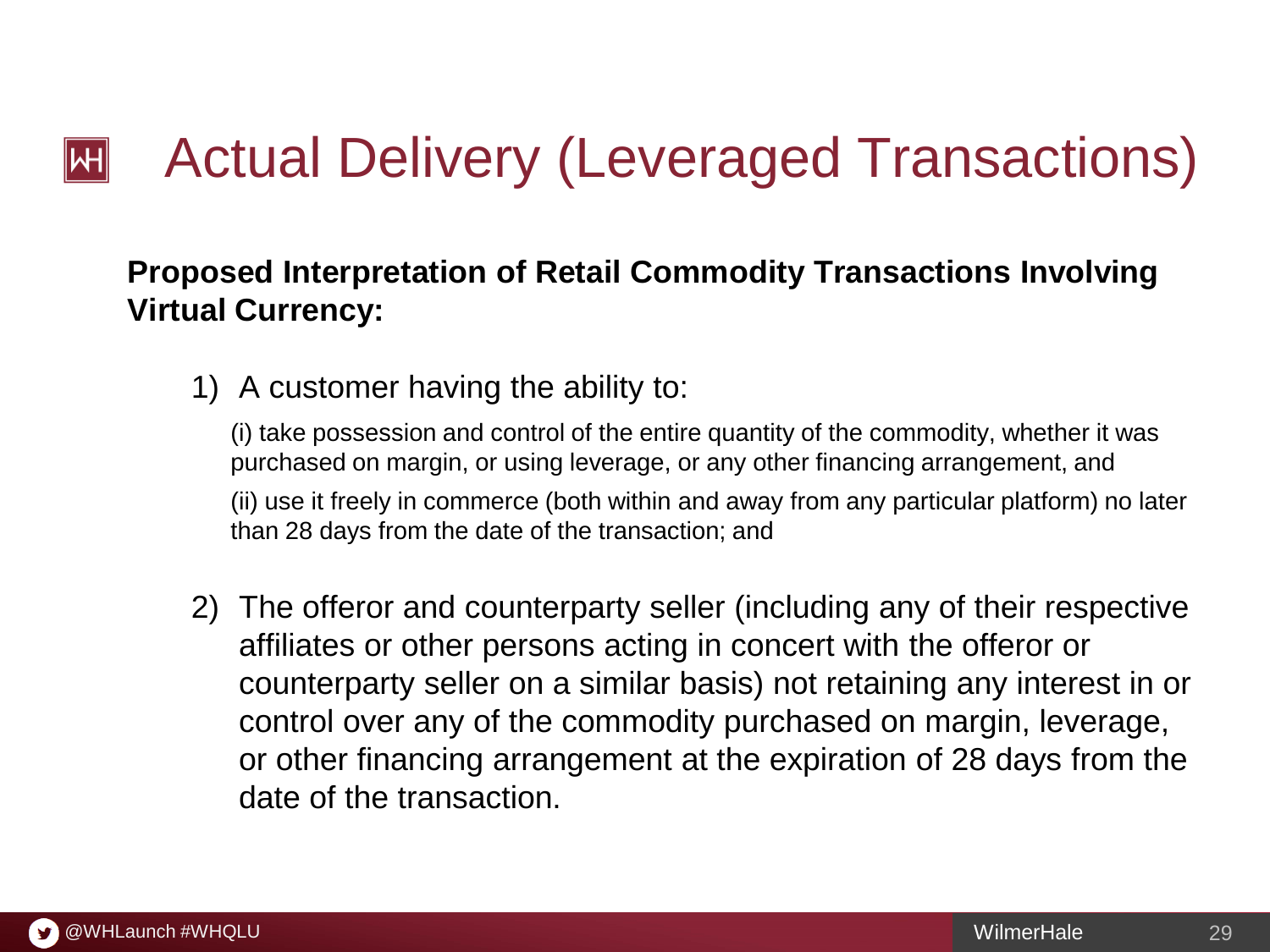# Actual Delivery (Leveraged Transactions)

**Proposed Interpretation of Retail Commodity Transactions Involving Virtual Currency:**

1) A customer having the ability to:

   (i) take possession and control of the entire quantity of the commodity, whether it was purchased on margin, or using leverage, or any other financing arrangement, and

   (ii) use it freely in commerce (both within and away from any particular platform) no later than 28 days from the date of the transaction; and

2) The offeror and counterparty seller (including any of their respective affiliates or other persons acting in concert with the offeror or counterparty seller on a similar basis) not retaining any interest in or control over any of the commodity purchased on margin, leverage, or other financing arrangement at the expiration of 28 days from the date of the transaction.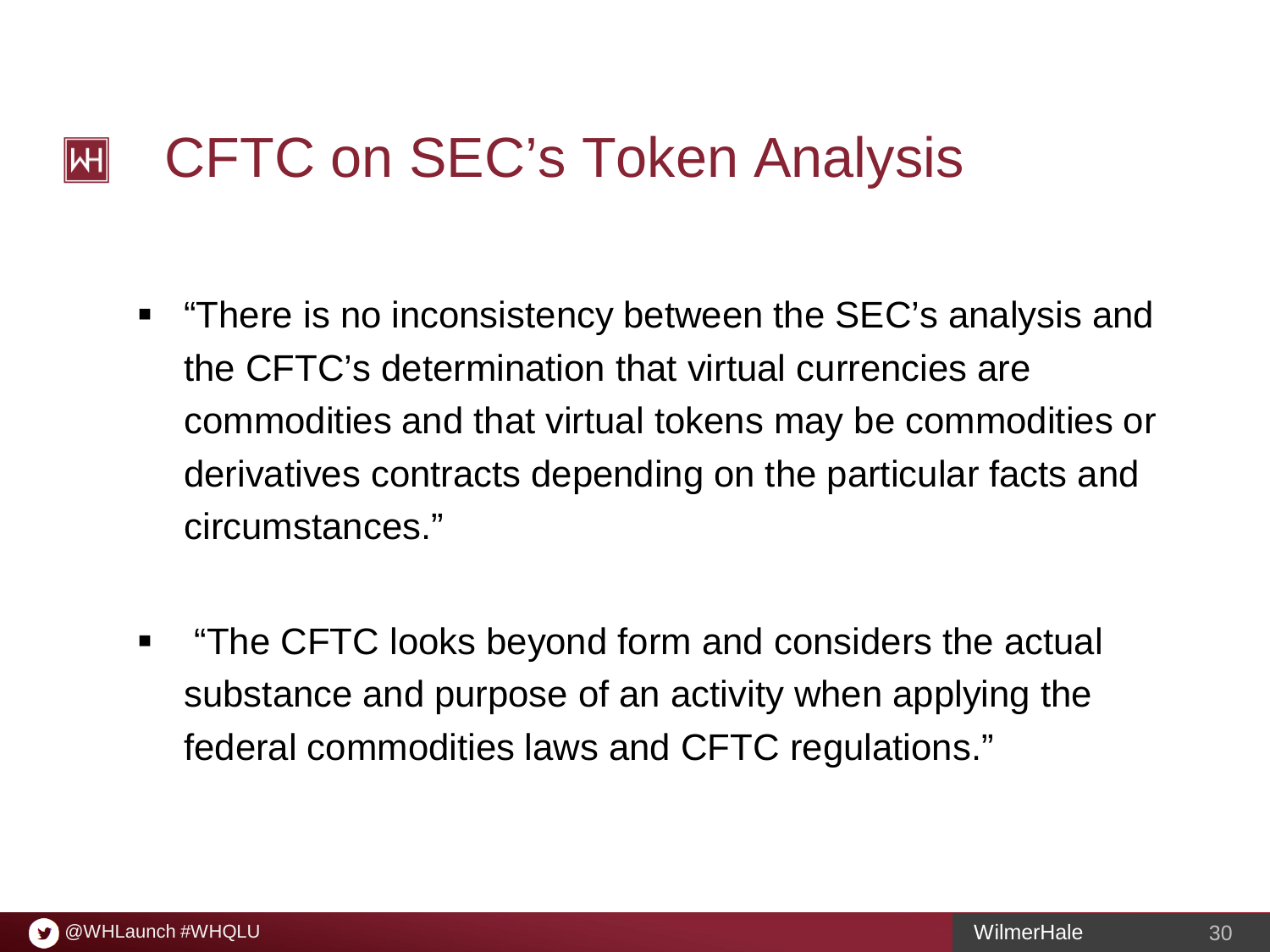# CFTC on SEC's Token Analysis

- "There is no inconsistency between the SEC's analysis and the CFTC's determination that virtual currencies are commodities and that virtual tokens may be commodities or derivatives contracts depending on the particular facts and circumstances."

- "The CFTC looks beyond form and considers the actual substance and purpose of an activity when applying the federal commodities laws and CFTC regulations."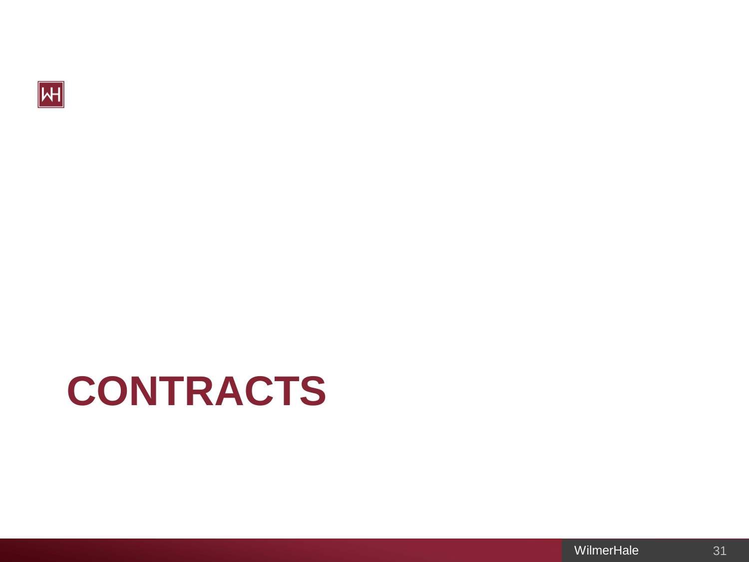# CONTRACTS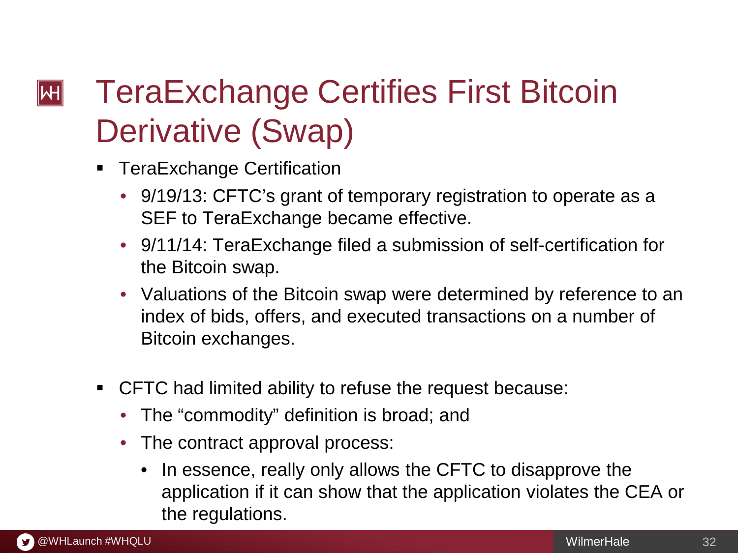# TeraExchange Certifies First Bitcoin Derivative (Swap)

- TeraExchange Certification
  - 9/19/13: CFTC's grant of temporary registration to operate as a SEF to TeraExchange became effective.
  - 9/11/14: TeraExchange filed a submission of self-certification for the Bitcoin swap.
  - Valuations of the Bitcoin swap were determined by reference to an index of bids, offers, and executed transactions on a number of Bitcoin exchanges.

- CFTC had limited ability to refuse the request because:
  - The "commodity" definition is broad; and
  - The contract approval process:
    - In essence, really only allows the CFTC to disapprove the application if it can show that the application violates the CEA or the regulations.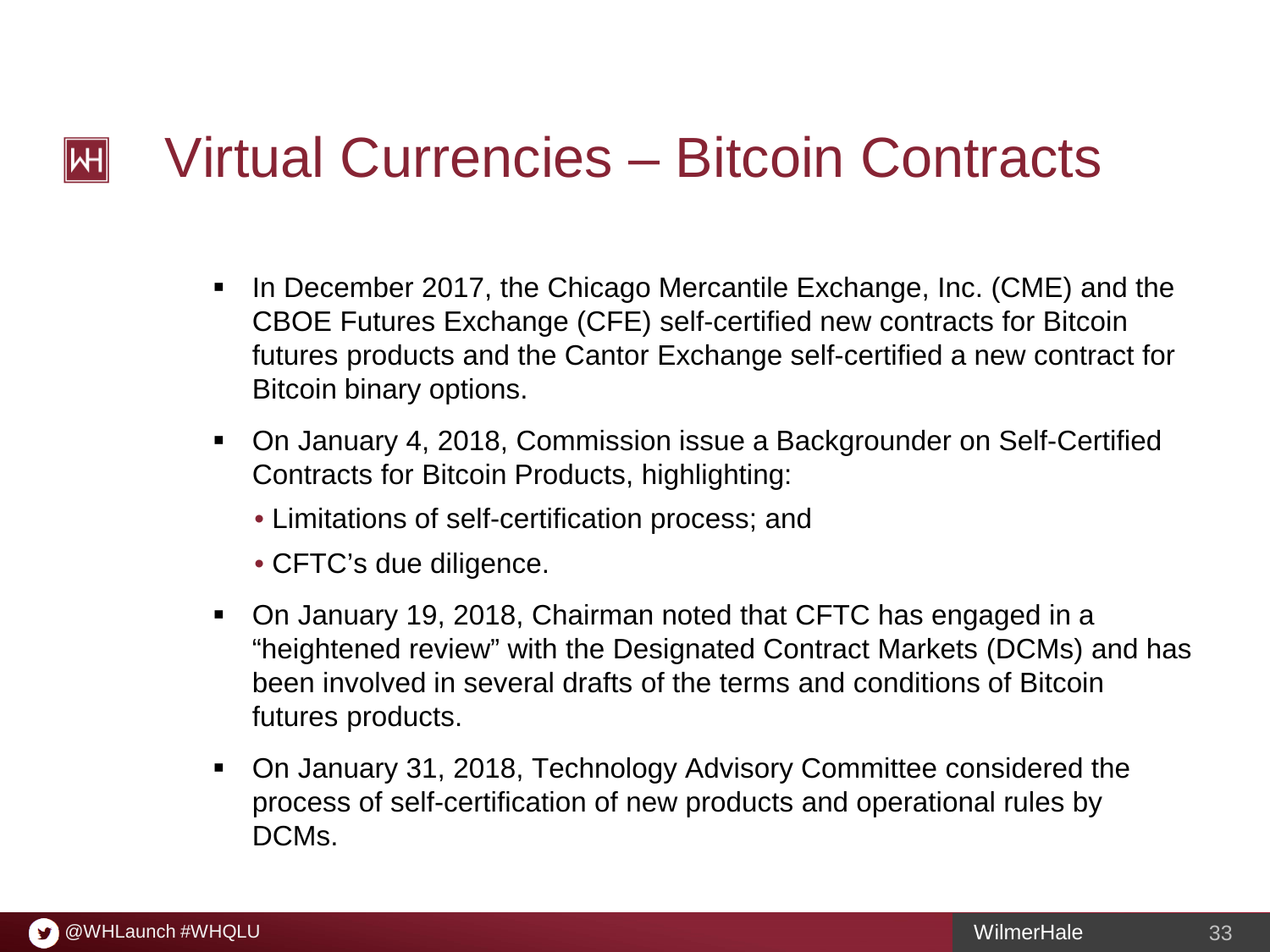# Virtual Currencies – Bitcoin Contracts

- In December 2017, the Chicago Mercantile Exchange, Inc. (CME) and the CBOE Futures Exchange (CFE) self-certified new contracts for Bitcoin futures products and the Cantor Exchange self-certified a new contract for Bitcoin binary options.
- On January 4, 2018, Commission issue a Backgrounder on Self-Certified Contracts for Bitcoin Products, highlighting:
  - Limitations of self-certification process; and
  - CFTC's due diligence.
- On January 19, 2018, Chairman noted that CFTC has engaged in a "heightened review" with the Designated Contract Markets (DCMs) and has been involved in several drafts of the terms and conditions of Bitcoin futures products.
- On January 31, 2018, Technology Advisory Committee considered the process of self-certification of new products and operational rules by DCMs.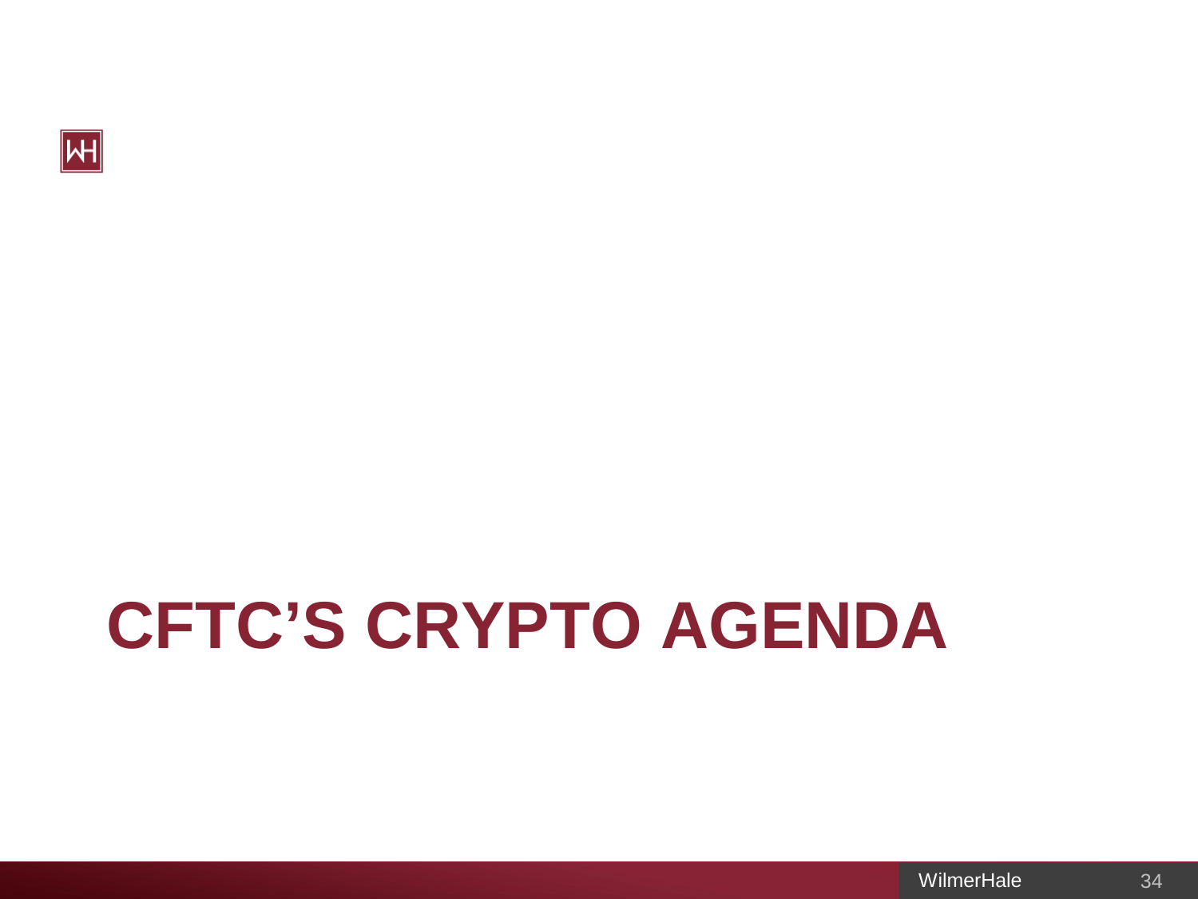# CFTC'S CRYPTO AGENDA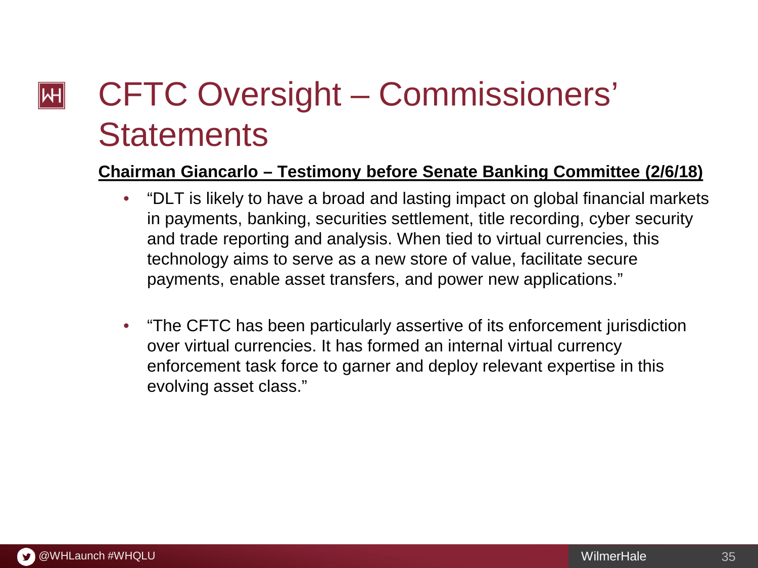# CFTC Oversight – Commissioners' Statements

**Chairman Giancarlo – Testimony before Senate Banking Committee (2/6/18)**

- "DLT is likely to have a broad and lasting impact on global financial markets in payments, banking, securities settlement, title recording, cyber security and trade reporting and analysis. When tied to virtual currencies, this technology aims to serve as a new store of value, facilitate secure payments, enable asset transfers, and power new applications."
- "The CFTC has been particularly assertive of its enforcement jurisdiction over virtual currencies. It has formed an internal virtual currency enforcement task force to garner and deploy relevant expertise in this evolving asset class."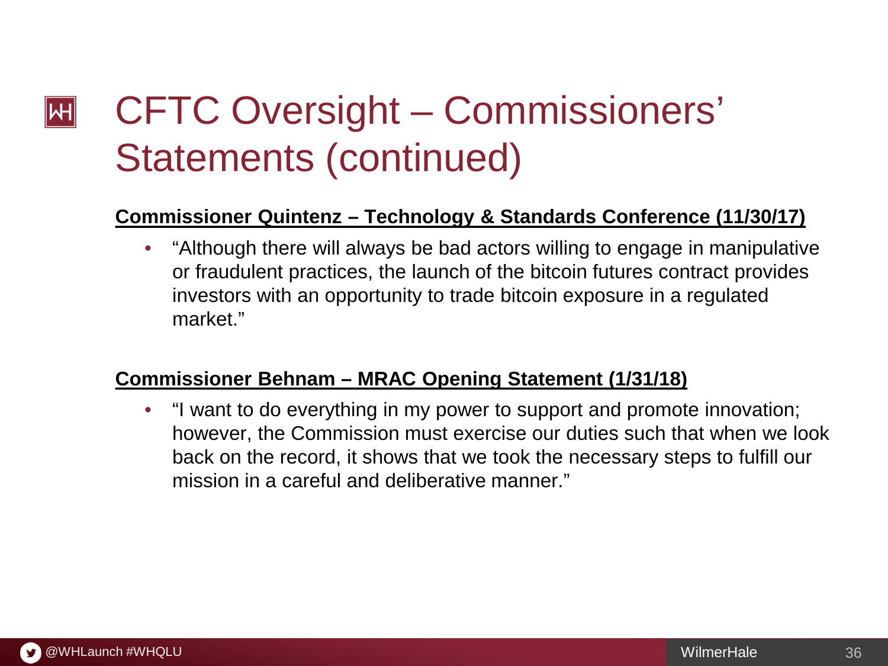# CFTC Oversight – Commissioners' Statements (continued)

**Commissioner Quintenz – Technology & Standards Conference (11/30/17)**

- "Although there will always be bad actors willing to engage in manipulative or fraudulent practices, the launch of the bitcoin futures contract provides investors with an opportunity to trade bitcoin exposure in a regulated market."

**Commissioner Behnam – MRAC Opening Statement (1/31/18)**

- "I want to do everything in my power to support and promote innovation; however, the Commission must exercise our duties such that when we look back on the record, it shows that we took the necessary steps to fulfill our mission in a careful and deliberative manner."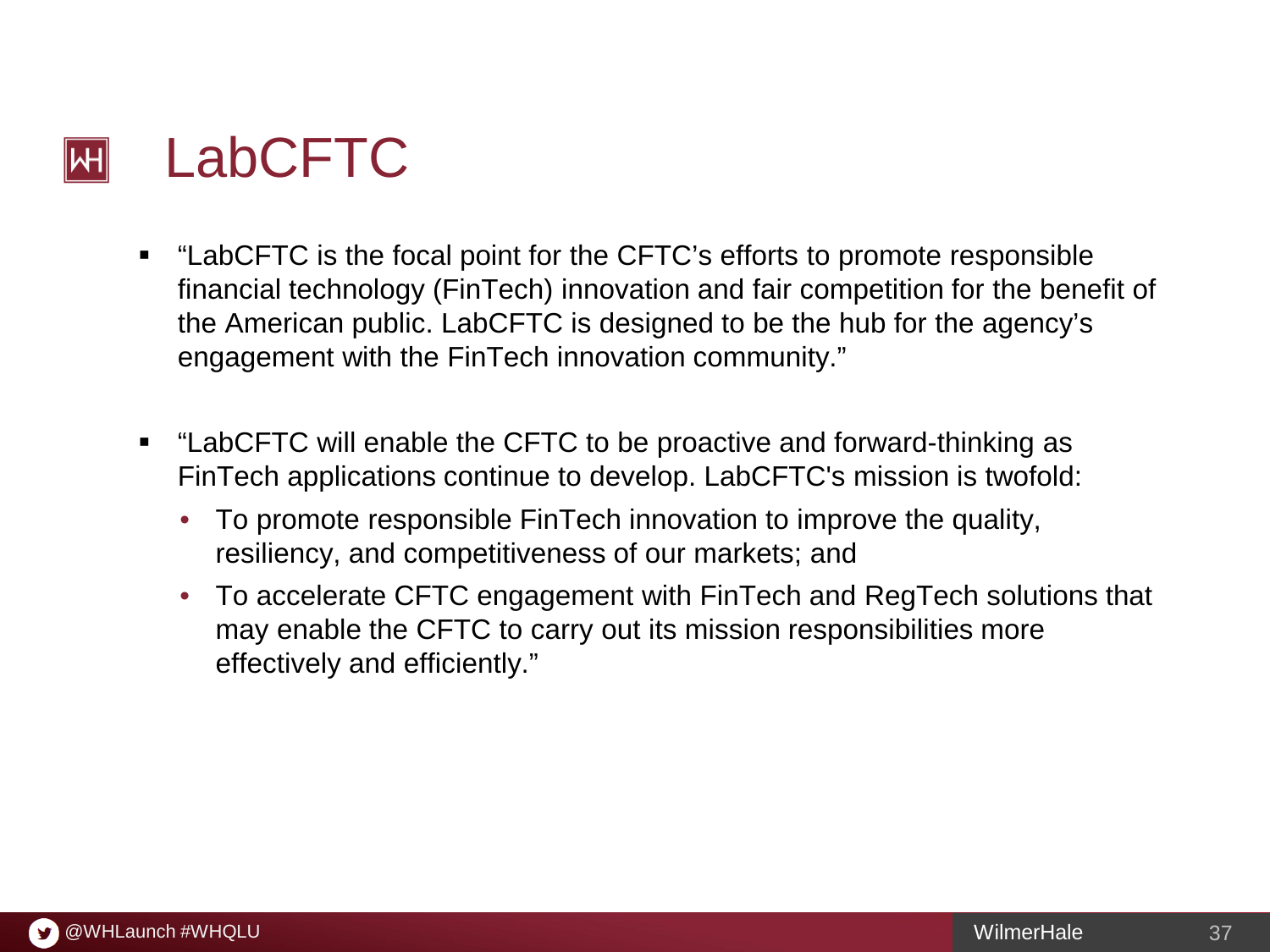# LabCFTC

- "LabCFTC is the focal point for the CFTC's efforts to promote responsible financial technology (FinTech) innovation and fair competition for the benefit of the American public. LabCFTC is designed to be the hub for the agency's engagement with the FinTech innovation community."

- "LabCFTC will enable the CFTC to be proactive and forward-thinking as FinTech applications continue to develop. LabCFTC's mission is twofold:
  - To promote responsible FinTech innovation to improve the quality, resiliency, and competitiveness of our markets; and
  - To accelerate CFTC engagement with FinTech and RegTech solutions that may enable the CFTC to carry out its mission responsibilities more effectively and efficiently."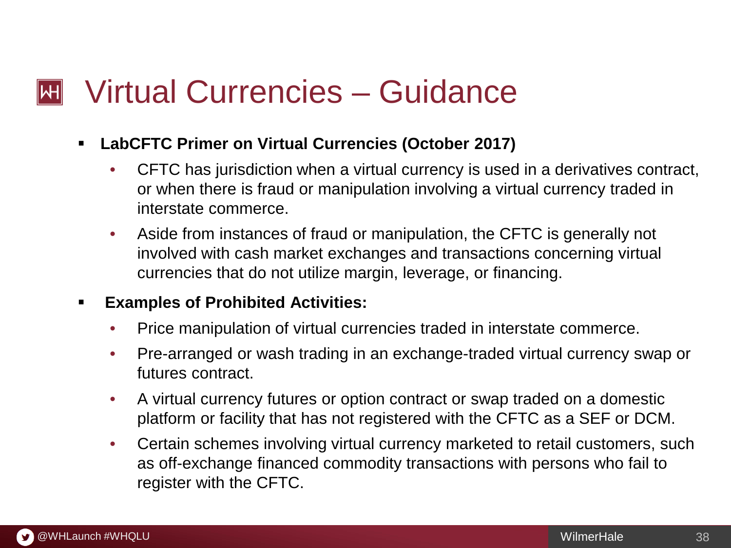# Virtual Currencies – Guidance

- **LabCFTC Primer on Virtual Currencies (October 2017)**
  - CFTC has jurisdiction when a virtual currency is used in a derivatives contract, or when there is fraud or manipulation involving a virtual currency traded in interstate commerce.
  - Aside from instances of fraud or manipulation, the CFTC is generally not involved with cash market exchanges and transactions concerning virtual currencies that do not utilize margin, leverage, or financing.
- **Examples of Prohibited Activities:**
  - Price manipulation of virtual currencies traded in interstate commerce.
  - Pre-arranged or wash trading in an exchange-traded virtual currency swap or futures contract.
  - A virtual currency futures or option contract or swap traded on a domestic platform or facility that has not registered with the CFTC as a SEF or DCM.
  - Certain schemes involving virtual currency marketed to retail customers, such as off-exchange financed commodity transactions with persons who fail to register with the CFTC.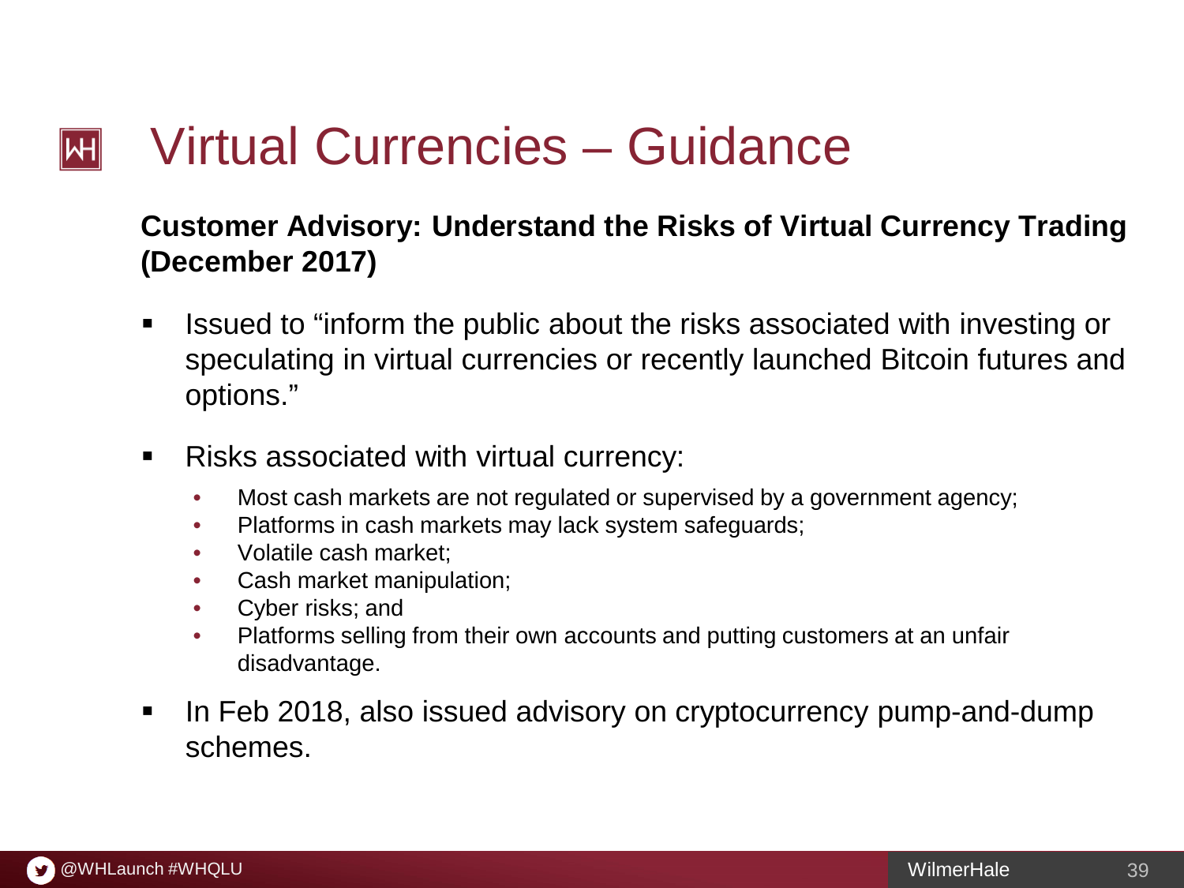# Virtual Currencies – Guidance

**Customer Advisory: Understand the Risks of Virtual Currency Trading (December 2017)**

- Issued to "inform the public about the risks associated with investing or speculating in virtual currencies or recently launched Bitcoin futures and options."
- Risks associated with virtual currency:
  - Most cash markets are not regulated or supervised by a government agency;
  - Platforms in cash markets may lack system safeguards;
  - Volatile cash market;
  - Cash market manipulation;
  - Cyber risks; and
  - Platforms selling from their own accounts and putting customers at an unfair disadvantage.
- In Feb 2018, also issued advisory on cryptocurrency pump-and-dump schemes.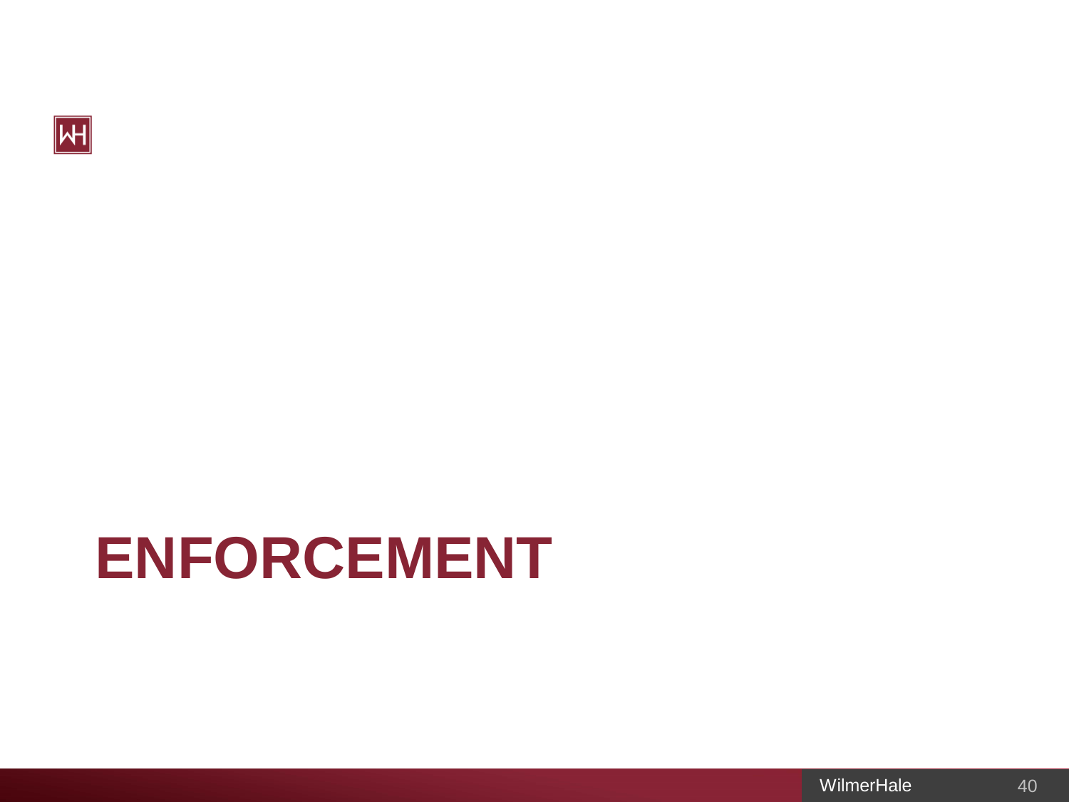# ENFORCEMENT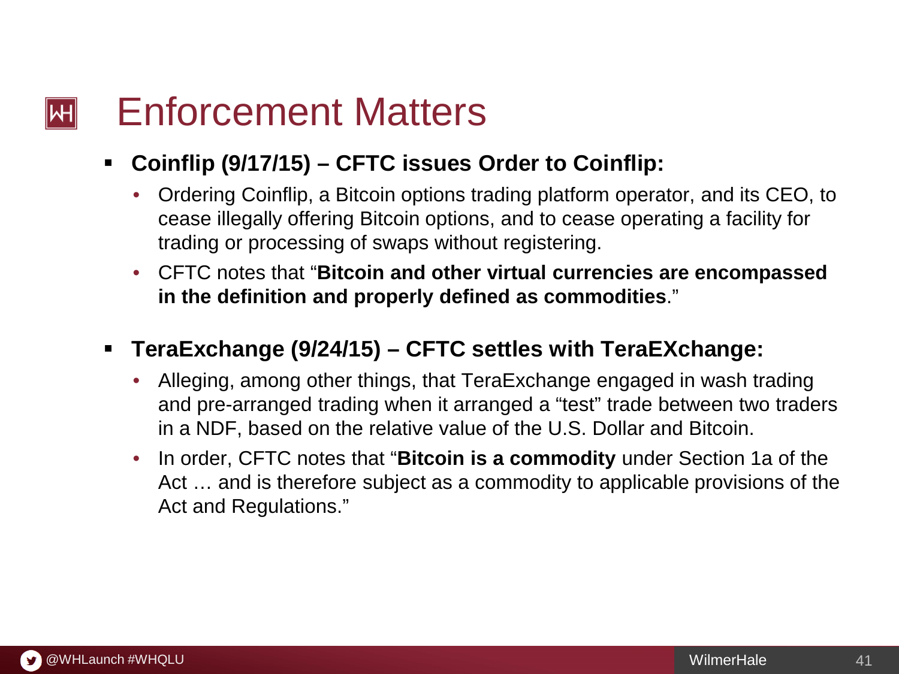# Enforcement Matters

- **Coinflip (9/17/15) – CFTC issues Order to Coinflip:**
  - Ordering Coinflip, a Bitcoin options trading platform operator, and its CEO, to cease illegally offering Bitcoin options, and to cease operating a facility for trading or processing of swaps without registering.
  - CFTC notes that "**Bitcoin and other virtual currencies are encompassed in the definition and properly defined as commodities**."

- **TeraExchange (9/24/15) – CFTC settles with TeraEXchange:**
  - Alleging, among other things, that TeraExchange engaged in wash trading and pre-arranged trading when it arranged a "test" trade between two traders in a NDF, based on the relative value of the U.S. Dollar and Bitcoin.
  - In order, CFTC notes that "**Bitcoin is a commodity** under Section 1a of the Act … and is therefore subject as a commodity to applicable provisions of the Act and Regulations."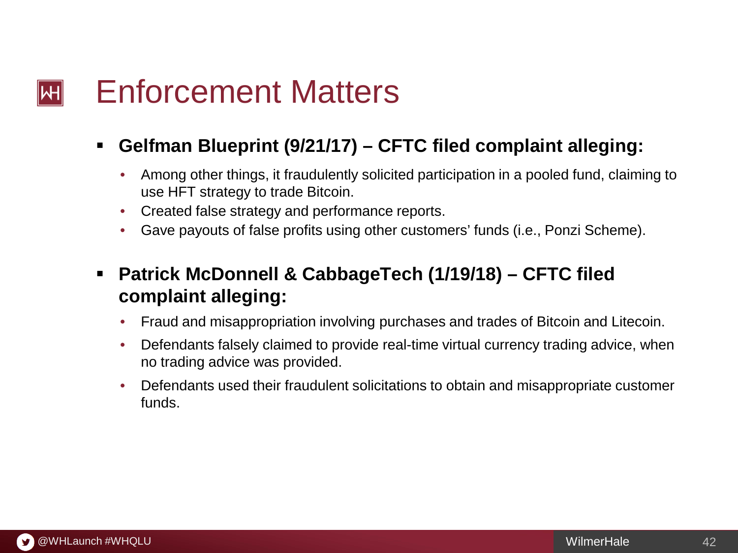# Enforcement Matters

- **Gelfman Blueprint (9/21/17) – CFTC filed complaint alleging:**
  - Among other things, it fraudulently solicited participation in a pooled fund, claiming to use HFT strategy to trade Bitcoin.
  - Created false strategy and performance reports.
  - Gave payouts of false profits using other customers' funds (i.e., Ponzi Scheme).

- **Patrick McDonnell & CabbageTech (1/19/18) – CFTC filed complaint alleging:**
  - Fraud and misappropriation involving purchases and trades of Bitcoin and Litecoin.
  - Defendants falsely claimed to provide real-time virtual currency trading advice, when no trading advice was provided.
  - Defendants used their fraudulent solicitations to obtain and misappropriate customer funds.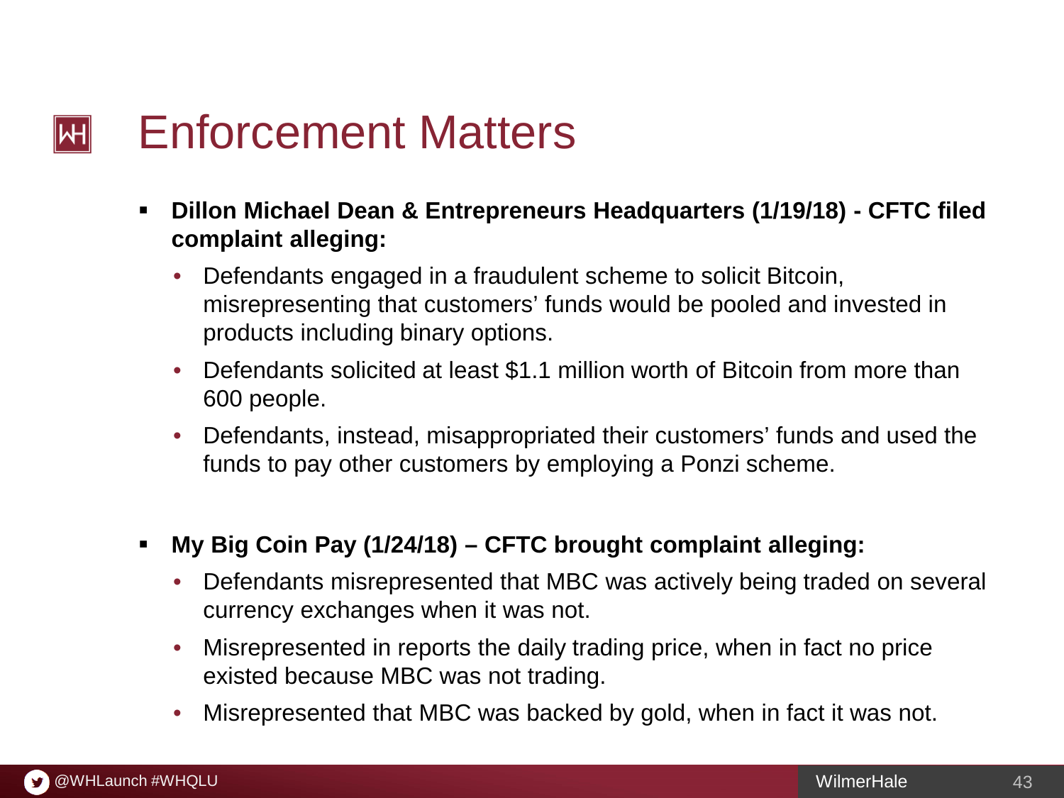# Enforcement Matters

- **Dillon Michael Dean & Entrepreneurs Headquarters (1/19/18) - CFTC filed complaint alleging:**
  - Defendants engaged in a fraudulent scheme to solicit Bitcoin, misrepresenting that customers' funds would be pooled and invested in products including binary options.
  - Defendants solicited at least $1.1 million worth of Bitcoin from more than 600 people.
  - Defendants, instead, misappropriated their customers' funds and used the funds to pay other customers by employing a Ponzi scheme.

- **My Big Coin Pay (1/24/18) – CFTC brought complaint alleging:**
  - Defendants misrepresented that MBC was actively being traded on several currency exchanges when it was not.
  - Misrepresented in reports the daily trading price, when in fact no price existed because MBC was not trading.
  - Misrepresented that MBC was backed by gold, when in fact it was not.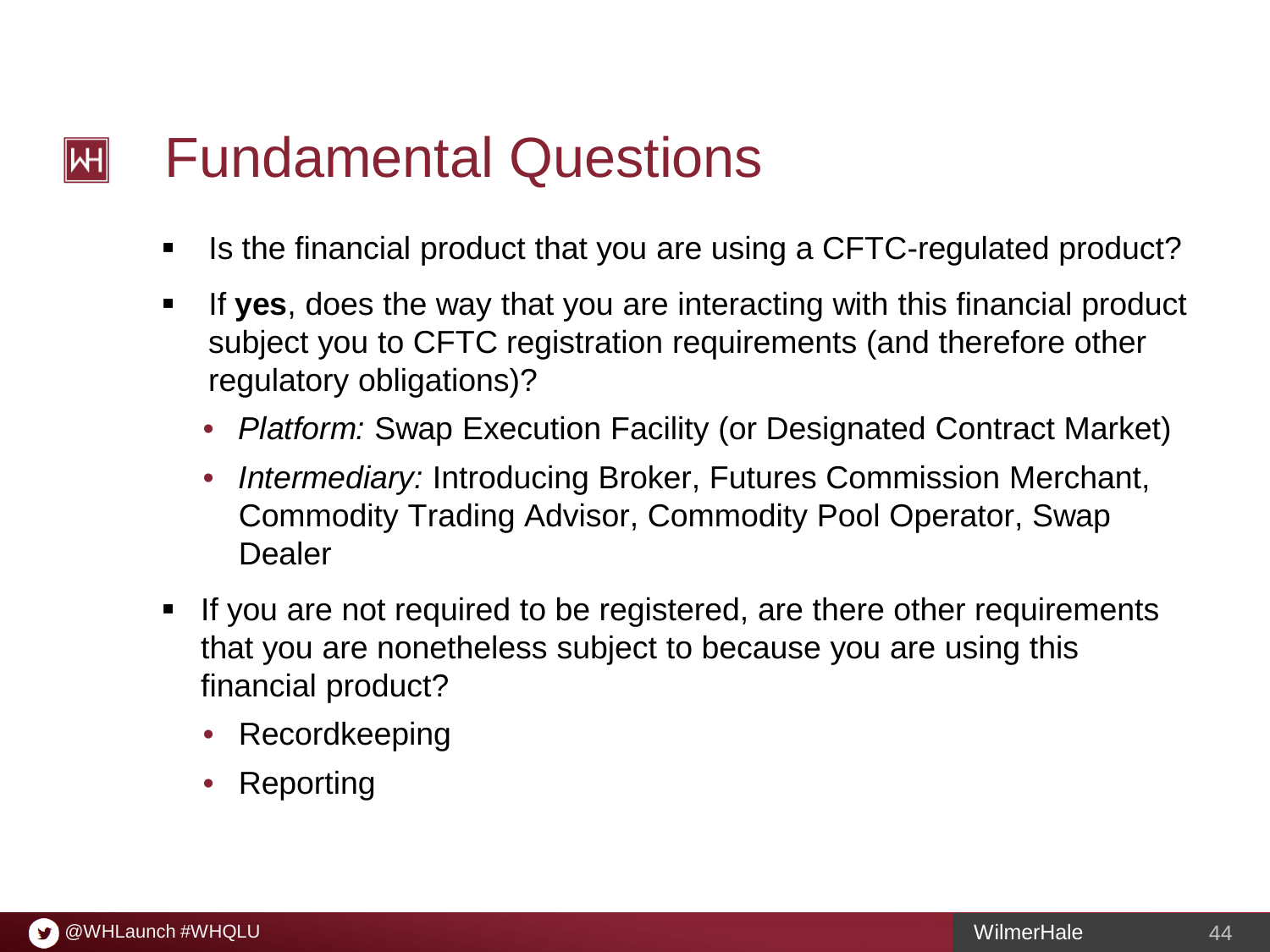# Fundamental Questions

- Is the financial product that you are using a CFTC-regulated product?
- If **yes**, does the way that you are interacting with this financial product subject you to CFTC registration requirements (and therefore other regulatory obligations)?
  - *Platform:* Swap Execution Facility (or Designated Contract Market)
  - *Intermediary:* Introducing Broker, Futures Commission Merchant, Commodity Trading Advisor, Commodity Pool Operator, Swap Dealer
- If you are not required to be registered, are there other requirements that you are nonetheless subject to because you are using this financial product?
  - Recordkeeping
  - Reporting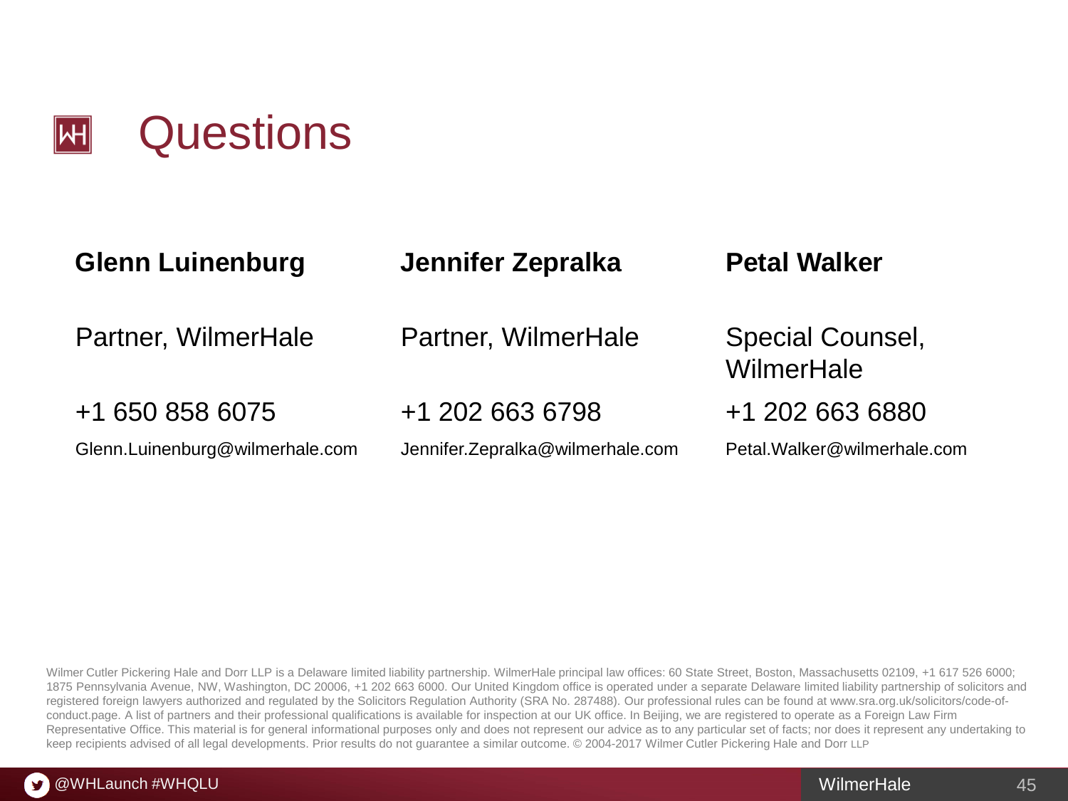# Questions

**Glenn Luinenburg**

Partner, WilmerHale

+1 650 858 6075

Glenn.Luinenburg@wilmerhale.com

**Jennifer Zepralka**

Partner, WilmerHale

+1 202 663 6798

Jennifer.Zepralka@wilmerhale.com

**Petal Walker**

Special Counsel, WilmerHale

+1 202 663 6880

Petal.Walker@wilmerhale.com

Wilmer Cutler Pickering Hale and Dorr LLP is a Delaware limited liability partnership. WilmerHale principal law offices: 60 State Street, Boston, Massachusetts 02109, +1 617 526 6000; 1875 Pennsylvania Avenue, NW, Washington, DC 20006, +1 202 663 6000. Our United Kingdom office is operated under a separate Delaware limited liability partnership of solicitors and registered foreign lawyers authorized and regulated by the Solicitors Regulation Authority (SRA No. 287488). Our professional rules can be found at www.sra.org.uk/solicitors/code-of-conduct.page. A list of partners and their professional qualifications is available for inspection at our UK office. In Beijing, we are registered to operate as a Foreign Law Firm Representative Office. This material is for general informational purposes only and does not represent our advice as to any particular set of facts; nor does it represent any undertaking to keep recipients advised of all legal developments. Prior results do not guarantee a similar outcome. © 2004-2017 Wilmer Cutler Pickering Hale and Dorr LLP

@WHLaunch #WHQLU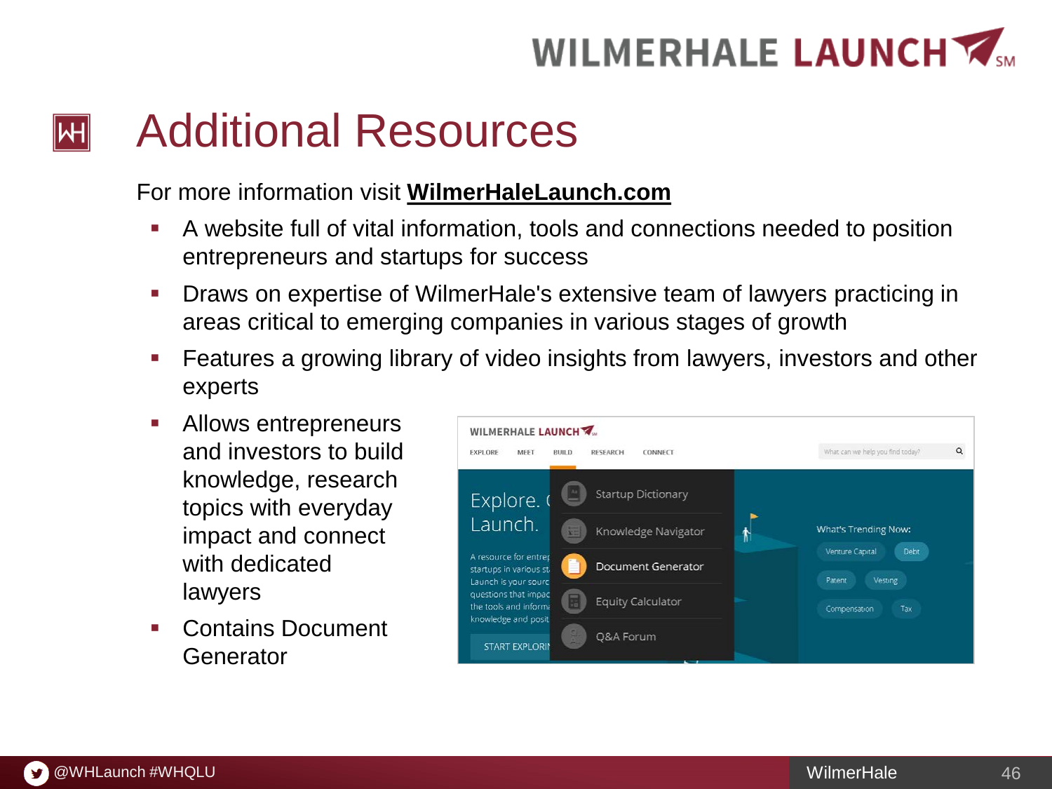# Additional Resources

For more information visit **WilmerHaleLaunch.com**

- A website full of vital information, tools and connections needed to position entrepreneurs and startups for success
- Draws on expertise of WilmerHale's extensive team of lawyers practicing in areas critical to emerging companies in various stages of growth
- Features a growing library of video insights from lawyers, investors and other experts
- Allows entrepreneurs and investors to build knowledge, research topics with everyday impact and connect with dedicated lawyers
- Contains Document Generator